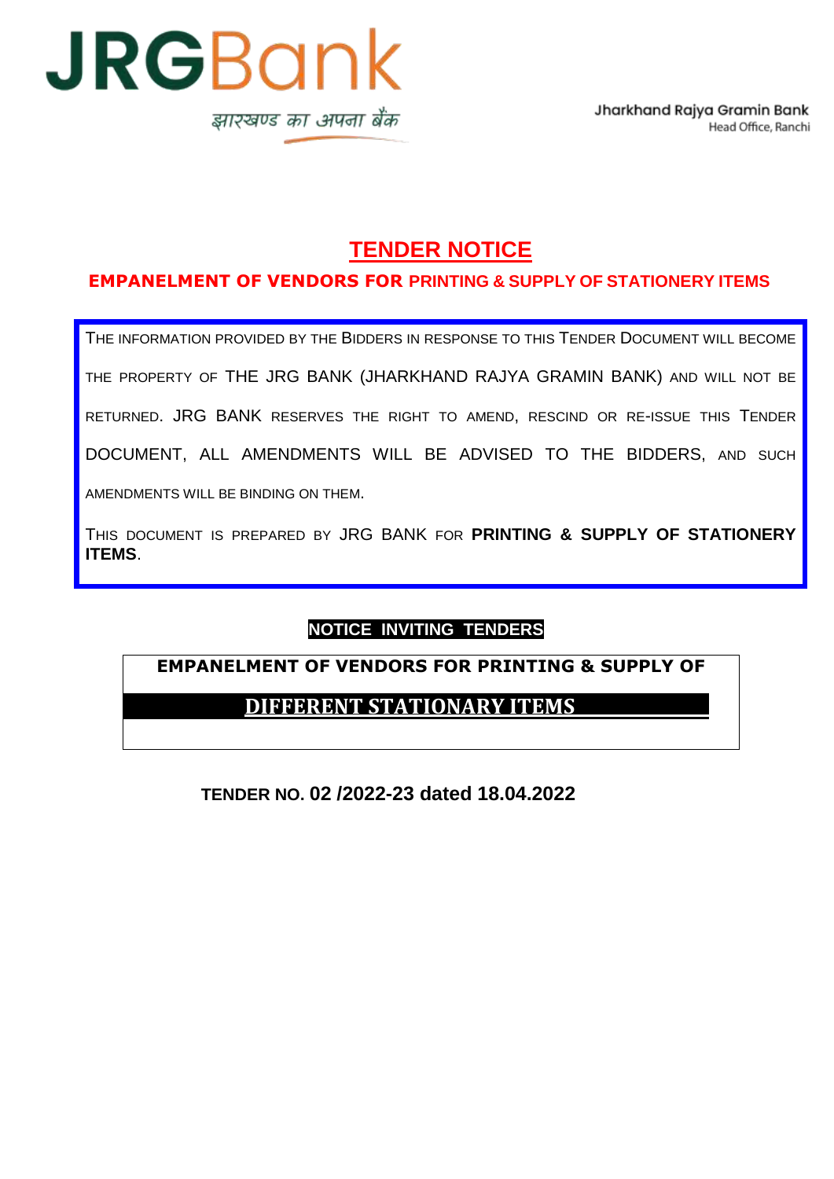**JRGBank**

झारखण्ड का अपना बैंक

Jharkhand Rajya Gramin Bank
Head Office, Ranchi

# TENDER NOTICE

## EMPANELMENT OF VENDORS FOR PRINTING & SUPPLY OF STATIONERY ITEMS

THE INFORMATION PROVIDED BY THE BIDDERS IN RESPONSE TO THIS TENDER DOCUMENT WILL BECOME THE PROPERTY OF THE JRG BANK (JHARKHAND RAJYA GRAMIN BANK) AND WILL NOT BE RETURNED. JRG BANK RESERVES THE RIGHT TO AMEND, RESCIND OR RE-ISSUE THIS TENDER DOCUMENT, ALL AMENDMENTS WILL BE ADVISED TO THE BIDDERS, AND SUCH AMENDMENTS WILL BE BINDING ON THEM.

THIS DOCUMENT IS PREPARED BY JRG BANK FOR **PRINTING & SUPPLY OF STATIONERY ITEMS**.

**NOTICE INVITING TENDERS**

**EMPANELMENT OF VENDORS FOR PRINTING & SUPPLY OF**

**DIFFERENT STATIONARY ITEMS**

**TENDER NO. 02 /2022-23 dated 18.04.2022**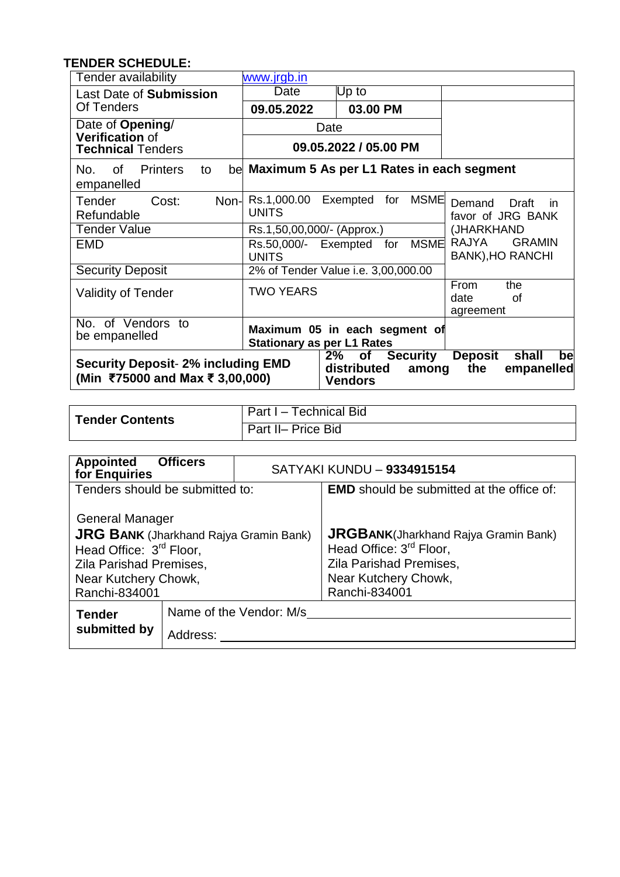## TENDER SCHEDULE:

| | | | |
|---|---|---|---|
| Tender availability | www.jrgb.in | | |
| Last Date of **Submission** Of Tenders | Date | Up to | |
| | **09.05.2022** | **03.00 PM** | |
| Date of **Opening/ Verification** of **Technical** Tenders | Date | | |
| | **09.05.2022 / 05.00 PM** | | |
| No. of Printers to be empanelled | **Maximum 5 As per L1 Rates in each segment** | | |
| Tender Cost: Non-Refundable | Rs.1,000.00 Exempted for MSME UNITS | | Demand Draft in favor of JRG BANK (JHARKHAND RAJYA GRAMIN BANK),HO RANCHI |
| Tender Value | Rs.1,50,00,000/- (Approx.) | | |
| EMD | Rs.50,000/- Exempted for MSME UNITS | | |
| Security Deposit | 2% of Tender Value i.e. 3,00,000.00 | | |
| Validity of Tender | TWO YEARS | | From the date of agreement |
| No. of Vendors to be empanelled | **Maximum 05 in each segment of Stationary as per L1 Rates** | | |
| **Security Deposit**- **2% including EMD (Min ₹75000 and Max ₹ 3,00,000)** | **2% of Security Deposit shall be distributed among the empanelled Vendors** | | |

| | |
|---|---|
| **Tender Contents** | Part I – Technical Bid |
| | Part II– Price Bid |

| | |
|---|---|
| **Appointed Officers for Enquiries** | SATYAKI KUNDU – **9334915154** |
| Tenders should be submitted to:<br><br>General Manager<br>**JRG BANK** (Jharkhand Rajya Gramin Bank)<br>Head Office: 3rd Floor,<br>Zila Parishad Premises,<br>Near Kutchery Chowk,<br>Ranchi-834001 | **EMD** should be submitted at the office of:<br><br>**JRGBANK**(Jharkhand Rajya Gramin Bank)<br>Head Office: 3rd Floor,<br>Zila Parishad Premises,<br>Near Kutchery Chowk,<br>Ranchi-834001 |
| **Tender submitted by** | Name of the Vendor: M/s\_\_\_\_\_\_\_\_\_\_\_\_\_\_\_\_\_\_\_\_<br>Address: \_\_\_\_\_\_\_\_\_\_\_\_\_\_\_\_\_\_\_\_ |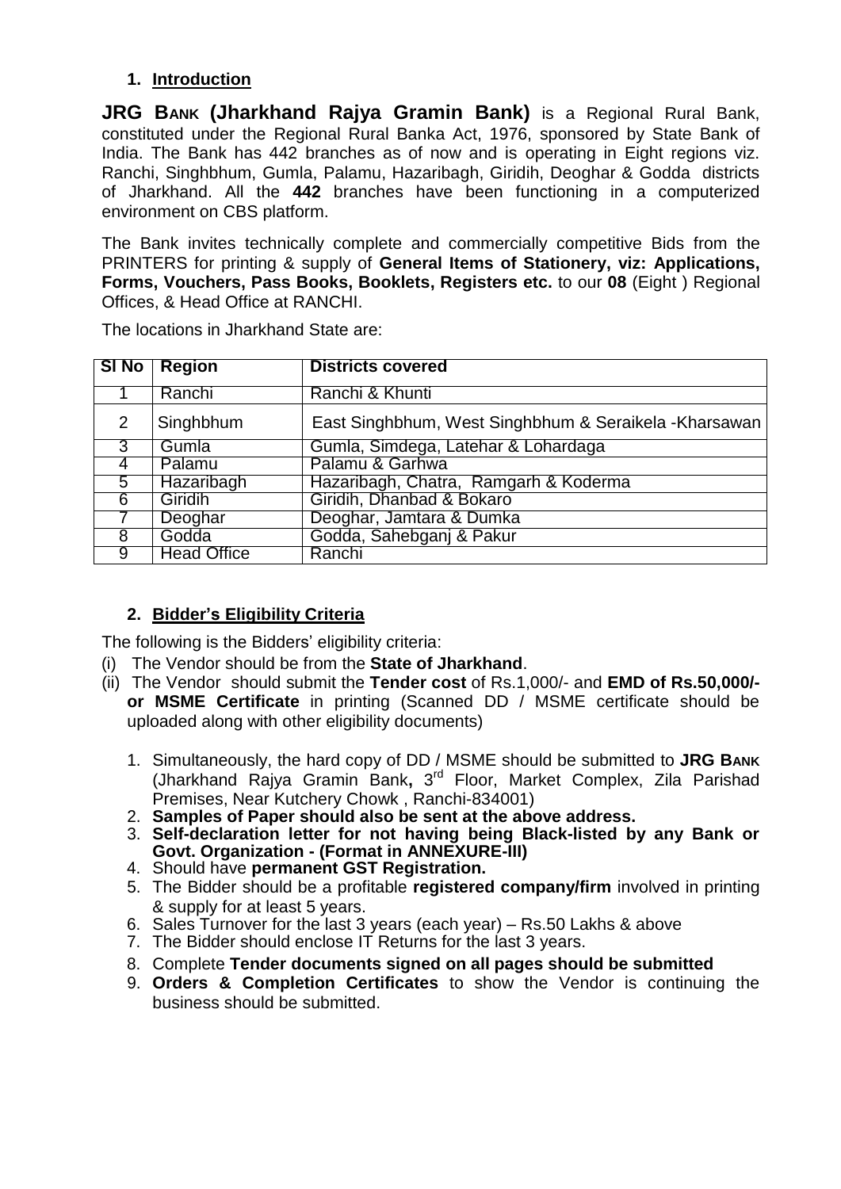## 1. Introduction

**JRG BANK (Jharkhand Rajya Gramin Bank)** is a Regional Rural Bank, constituted under the Regional Rural Banka Act, 1976, sponsored by State Bank of India. The Bank has 442 branches as of now and is operating in Eight regions viz. Ranchi, Singhbhum, Gumla, Palamu, Hazaribagh, Giridih, Deoghar & Godda districts of Jharkhand. All the **442** branches have been functioning in a computerized environment on CBS platform.

The Bank invites technically complete and commercially competitive Bids from the PRINTERS for printing & supply of **General Items of Stationery, viz: Applications, Forms, Vouchers, Pass Books, Booklets, Registers etc.** to our **08** (Eight ) Regional Offices, & Head Office at RANCHI.

The locations in Jharkhand State are:

| Sl No | Region | Districts covered |
|---|---|---|
| 1 | Ranchi | Ranchi & Khunti |
| 2 | Singhbhum | East Singhbhum, West Singhbhum & Seraikela -Kharsawan |
| 3 | Gumla | Gumla, Simdega, Latehar & Lohardaga |
| 4 | Palamu | Palamu & Garhwa |
| 5 | Hazaribagh | Hazaribagh, Chatra, Ramgarh & Koderma |
| 6 | Giridih | Giridih, Dhanbad & Bokaro |
| 7 | Deoghar | Deoghar, Jamtara & Dumka |
| 8 | Godda | Godda, Sahebganj & Pakur |
| 9 | Head Office | Ranchi |

## 2. Bidder's Eligibility Criteria

The following is the Bidders' eligibility criteria:

(i) The Vendor should be from the **State of Jharkhand**.

(ii) The Vendor should submit the **Tender cost** of Rs.1,000/- and **EMD of Rs.50,000/- or MSME Certificate** in printing (Scanned DD / MSME certificate should be uploaded along with other eligibility documents)

1. Simultaneously, the hard copy of DD / MSME should be submitted to **JRG BANK** (Jharkhand Rajya Gramin Bank**,** 3rd Floor, Market Complex, Zila Parishad Premises, Near Kutchery Chowk , Ranchi-834001)
2. **Samples of Paper should also be sent at the above address.**
3. **Self-declaration letter for not having being Black-listed by any Bank or Govt. Organization - (Format in ANNEXURE-III)**
4. Should have **permanent GST Registration.**
5. The Bidder should be a profitable **registered company/firm** involved in printing & supply for at least 5 years.
6. Sales Turnover for the last 3 years (each year) – Rs.50 Lakhs & above
7. The Bidder should enclose IT Returns for the last 3 years.
8. Complete **Tender documents signed on all pages should be submitted**
9. **Orders & Completion Certificates** to show the Vendor is continuing the business should be submitted.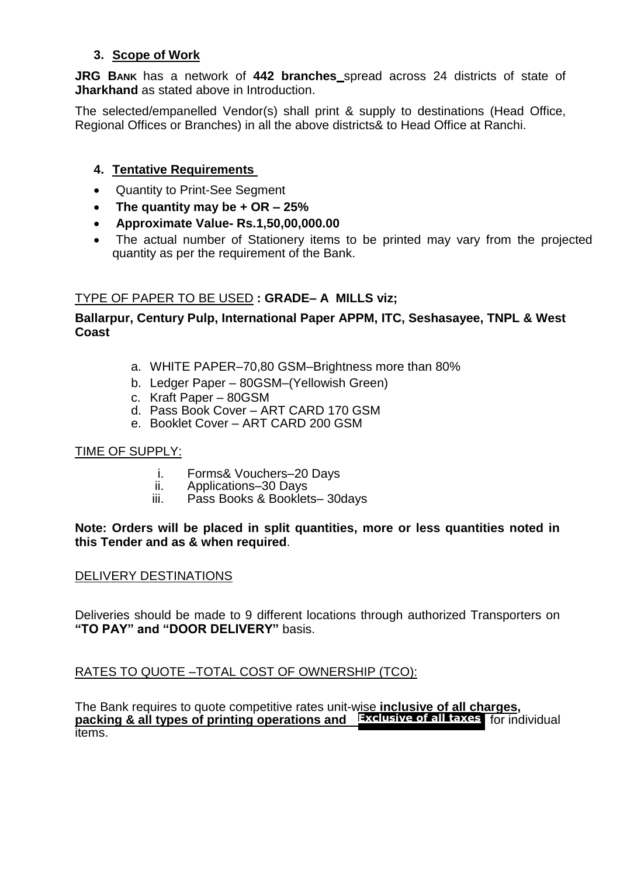### 3. Scope of Work

**JRG BANK** has a network of **442 branches** spread across 24 districts of state of **Jharkhand** as stated above in Introduction.

The selected/empanelled Vendor(s) shall print & supply to destinations (Head Office, Regional Offices or Branches) in all the above districts& to Head Office at Ranchi.

### 4. Tentative Requirements

- Quantity to Print-See Segment
- **The quantity may be + OR – 25%**
- **Approximate Value- Rs.1,50,00,000.00**
- The actual number of Stationery items to be printed may vary from the projected quantity as per the requirement of the Bank.

TYPE OF PAPER TO BE USED **: GRADE– A MILLS viz;**

**Ballarpur, Century Pulp, International Paper APPM, ITC, Seshasayee, TNPL & West Coast**

a. WHITE PAPER–70,80 GSM–Brightness more than 80%
b. Ledger Paper – 80GSM–(Yellowish Green)
c. Kraft Paper – 80GSM
d. Pass Book Cover – ART CARD 170 GSM
e. Booklet Cover – ART CARD 200 GSM

TIME OF SUPPLY:

i. Forms& Vouchers–20 Days
ii. Applications–30 Days
iii. Pass Books & Booklets– 30days

**Note: Orders will be placed in split quantities, more or less quantities noted in this Tender and as & when required**.

DELIVERY DESTINATIONS

Deliveries should be made to 9 different locations through authorized Transporters on **"TO PAY" and "DOOR DELIVERY"** basis.

RATES TO QUOTE –TOTAL COST OF OWNERSHIP (TCO):

The Bank requires to quote competitive rates unit-wise **inclusive of all charges, packing & all types of printing operations and Exclusive of all taxes** for individual items.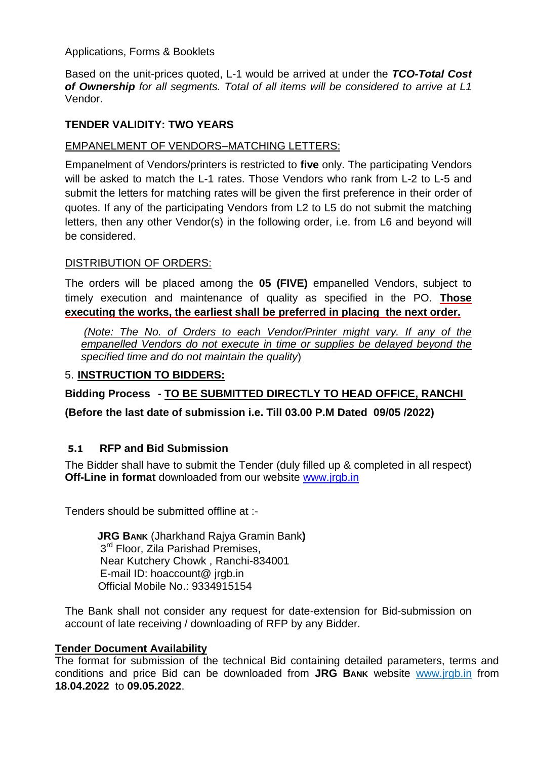Applications, Forms & Booklets

Based on the unit-prices quoted, L-1 would be arrived at under the ***TCO-Total Cost of Ownership*** *for all segments. Total of all items will be considered to arrive at L1* Vendor.

**TENDER VALIDITY: TWO YEARS**

EMPANELMENT OF VENDORS–MATCHING LETTERS:

Empanelment of Vendors/printers is restricted to **five** only. The participating Vendors will be asked to match the L-1 rates. Those Vendors who rank from L-2 to L-5 and submit the letters for matching rates will be given the first preference in their order of quotes. If any of the participating Vendors from L2 to L5 do not submit the matching letters, then any other Vendor(s) in the following order, i.e. from L6 and beyond will be considered.

DISTRIBUTION OF ORDERS:

The orders will be placed among the **05 (FIVE)** empanelled Vendors, subject to timely execution and maintenance of quality as specified in the PO. **Those executing the works, the earliest shall be preferred in placing the next order.**

*(Note: The No. of Orders to each Vendor/Printer might vary. If any of the empanelled Vendors do not execute in time or supplies be delayed beyond the specified time and do not maintain the quality*)

5. **INSTRUCTION TO BIDDERS:**

**Bidding Process - TO BE SUBMITTED DIRECTLY TO HEAD OFFICE, RANCHI**

**(Before the last date of submission i.e. Till 03.00 P.M Dated 09/05 /2022)**

**5.1 RFP and Bid Submission**

The Bidder shall have to submit the Tender (duly filled up & completed in all respect) **Off-Line in format** downloaded from our website www.jrgb.in

Tenders should be submitted offline at :-

**JRG BANK** (Jharkhand Rajya Gramin Bank**)**
3rd Floor, Zila Parishad Premises,
Near Kutchery Chowk , Ranchi-834001
E-mail ID: hoaccount@ jrgb.in
Official Mobile No.: 9334915154

The Bank shall not consider any request for date-extension for Bid-submission on account of late receiving / downloading of RFP by any Bidder.

**Tender Document Availability**

The format for submission of the technical Bid containing detailed parameters, terms and conditions and price Bid can be downloaded from **JRG BANK** website www.jrgb.in from **18.04.2022** to **09.05.2022**.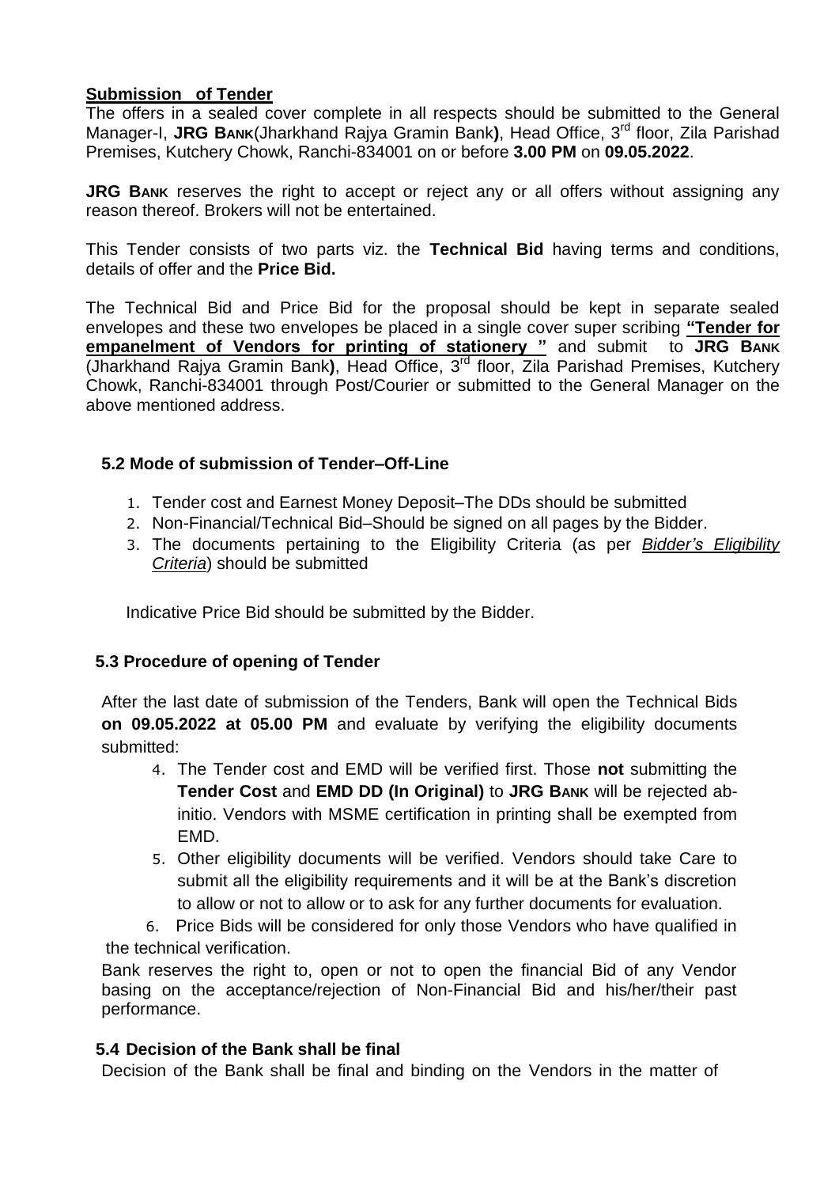**Submission of Tender**

The offers in a sealed cover complete in all respects should be submitted to the General Manager-I, **JRG BANK**(Jharkhand Rajya Gramin Bank**)**, Head Office, 3rd floor, Zila Parishad Premises, Kutchery Chowk, Ranchi-834001 on or before **3.00 PM** on **09.05.2022**.

**JRG BANK** reserves the right to accept or reject any or all offers without assigning any reason thereof. Brokers will not be entertained.

This Tender consists of two parts viz. the **Technical Bid** having terms and conditions, details of offer and the **Price Bid.**

The Technical Bid and Price Bid for the proposal should be kept in separate sealed envelopes and these two envelopes be placed in a single cover super scribing **"Tender for empanelment of Vendors for printing of stationery "** and submit to **JRG BANK** (Jharkhand Rajya Gramin Bank**)**, Head Office, 3rd floor, Zila Parishad Premises, Kutchery Chowk, Ranchi-834001 through Post/Courier or submitted to the General Manager on the above mentioned address.

### 5.2 Mode of submission of Tender–Off-Line

1. Tender cost and Earnest Money Deposit–The DDs should be submitted
2. Non-Financial/Technical Bid–Should be signed on all pages by the Bidder.
3. The documents pertaining to the Eligibility Criteria (as per *Bidder's Eligibility Criteria*) should be submitted

Indicative Price Bid should be submitted by the Bidder.

### 5.3 Procedure of opening of Tender

After the last date of submission of the Tenders, Bank will open the Technical Bids **on 09.05.2022 at 05.00 PM** and evaluate by verifying the eligibility documents submitted:

4. The Tender cost and EMD will be verified first. Those **not** submitting the **Tender Cost** and **EMD DD (In Original)** to **JRG BANK** will be rejected ab-initio. Vendors with MSME certification in printing shall be exempted from EMD.
5. Other eligibility documents will be verified. Vendors should take Care to submit all the eligibility requirements and it will be at the Bank's discretion to allow or not to allow or to ask for any further documents for evaluation.
6. Price Bids will be considered for only those Vendors who have qualified in the technical verification.

Bank reserves the right to, open or not to open the financial Bid of any Vendor basing on the acceptance/rejection of Non-Financial Bid and his/her/their past performance.

### 5.4 Decision of the Bank shall be final

Decision of the Bank shall be final and binding on the Vendors in the matter of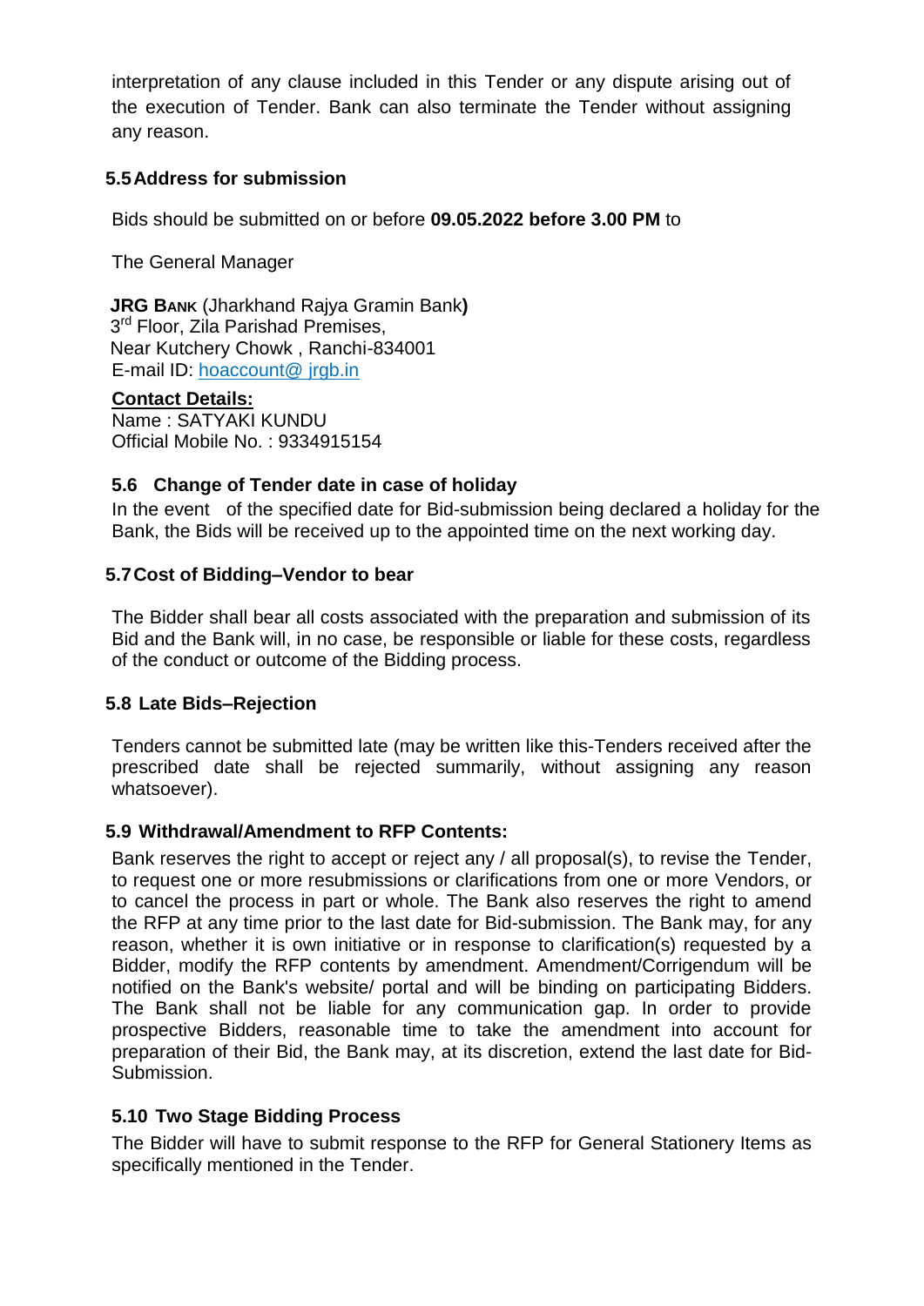interpretation of any clause included in this Tender or any dispute arising out of the execution of Tender. Bank can also terminate the Tender without assigning any reason.

### 5.5 Address for submission

Bids should be submitted on or before **09.05.2022 before 3.00 PM** to

The General Manager

**JRG BANK** (Jharkhand Rajya Gramin Bank**)**
3rd Floor, Zila Parishad Premises,
Near Kutchery Chowk , Ranchi-834001
E-mail ID: hoaccount@ jrgb.in

**Contact Details:**
Name : SATYAKI KUNDU
Official Mobile No. : 9334915154

### 5.6 Change of Tender date in case of holiday

In the event of the specified date for Bid-submission being declared a holiday for the Bank, the Bids will be received up to the appointed time on the next working day.

### 5.7 Cost of Bidding–Vendor to bear

The Bidder shall bear all costs associated with the preparation and submission of its Bid and the Bank will, in no case, be responsible or liable for these costs, regardless of the conduct or outcome of the Bidding process.

### 5.8 Late Bids–Rejection

Tenders cannot be submitted late (may be written like this-Tenders received after the prescribed date shall be rejected summarily, without assigning any reason whatsoever).

### 5.9 Withdrawal/Amendment to RFP Contents:

Bank reserves the right to accept or reject any / all proposal(s), to revise the Tender, to request one or more resubmissions or clarifications from one or more Vendors, or to cancel the process in part or whole. The Bank also reserves the right to amend the RFP at any time prior to the last date for Bid-submission. The Bank may, for any reason, whether it is own initiative or in response to clarification(s) requested by a Bidder, modify the RFP contents by amendment. Amendment/Corrigendum will be notified on the Bank's website/ portal and will be binding on participating Bidders. The Bank shall not be liable for any communication gap. In order to provide prospective Bidders, reasonable time to take the amendment into account for preparation of their Bid, the Bank may, at its discretion, extend the last date for Bid-Submission.

### 5.10 Two Stage Bidding Process

The Bidder will have to submit response to the RFP for General Stationery Items as specifically mentioned in the Tender.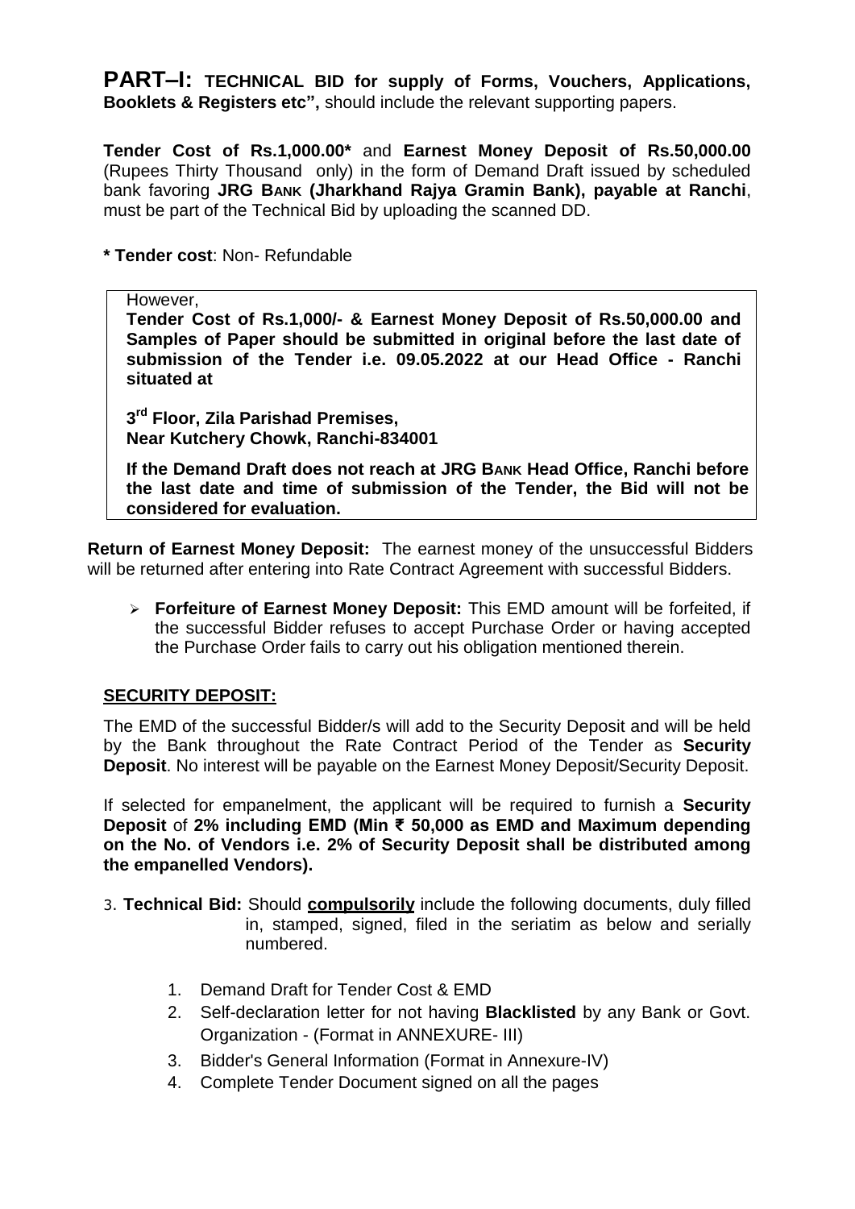**PART–I: TECHNICAL BID for supply of Forms, Vouchers, Applications, Booklets & Registers etc",** should include the relevant supporting papers.

**Tender Cost of Rs.1,000.00*** and **Earnest Money Deposit of Rs.50,000.00** (Rupees Thirty Thousand only) in the form of Demand Draft issued by scheduled bank favoring **JRG BANK (Jharkhand Rajya Gramin Bank), payable at Ranchi**, must be part of the Technical Bid by uploading the scanned DD.

*** Tender cost**: Non- Refundable

> However,
>
> **Tender Cost of Rs.1,000/- & Earnest Money Deposit of Rs.50,000.00 and Samples of Paper should be submitted in original before the last date of submission of the Tender i.e. 09.05.2022 at our Head Office - Ranchi situated at**
>
> **3rd Floor, Zila Parishad Premises,**
> **Near Kutchery Chowk, Ranchi-834001**
>
> **If the Demand Draft does not reach at JRG BANK Head Office, Ranchi before the last date and time of submission of the Tender, the Bid will not be considered for evaluation.**

**Return of Earnest Money Deposit:** The earnest money of the unsuccessful Bidders will be returned after entering into Rate Contract Agreement with successful Bidders.

- **Forfeiture of Earnest Money Deposit:** This EMD amount will be forfeited, if the successful Bidder refuses to accept Purchase Order or having accepted the Purchase Order fails to carry out his obligation mentioned therein.

**SECURITY DEPOSIT:**

The EMD of the successful Bidder/s will add to the Security Deposit and will be held by the Bank throughout the Rate Contract Period of the Tender as **Security Deposit**. No interest will be payable on the Earnest Money Deposit/Security Deposit.

If selected for empanelment, the applicant will be required to furnish a **Security Deposit** of **2% including EMD (Min ₹ 50,000 as EMD and Maximum depending on the No. of Vendors i.e. 2% of Security Deposit shall be distributed among the empanelled Vendors).**

3. **Technical Bid:** Should **compulsorily** include the following documents, duly filled in, stamped, signed, filed in the seriatim as below and serially numbered.

    1. Demand Draft for Tender Cost & EMD
    2. Self-declaration letter for not having **Blacklisted** by any Bank or Govt. Organization - (Format in ANNEXURE- III)
    3. Bidder's General Information (Format in Annexure-IV)
    4. Complete Tender Document signed on all the pages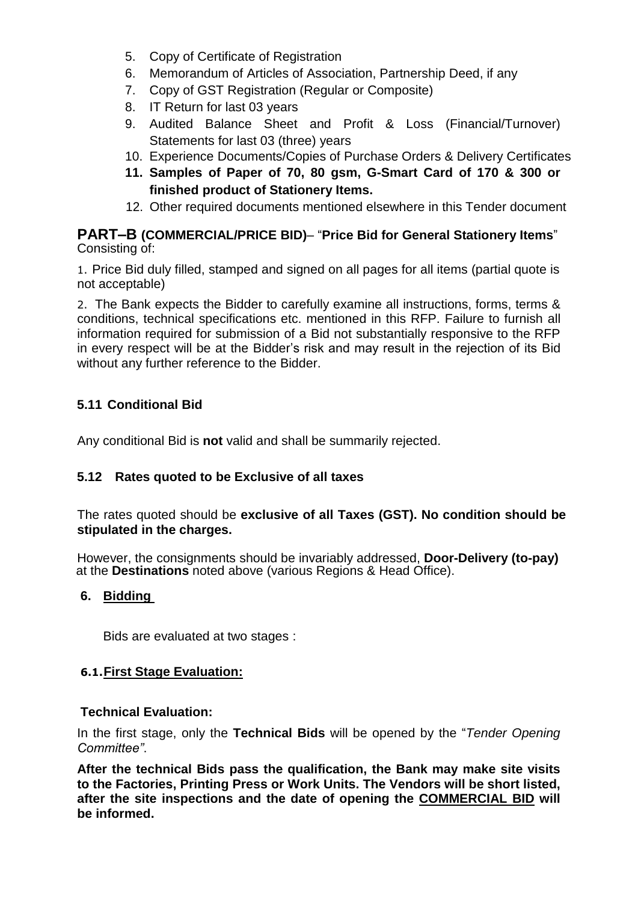5. Copy of Certificate of Registration
6. Memorandum of Articles of Association, Partnership Deed, if any
7. Copy of GST Registration (Regular or Composite)
8. IT Return for last 03 years
9. Audited Balance Sheet and Profit & Loss (Financial/Turnover) Statements for last 03 (three) years
10. Experience Documents/Copies of Purchase Orders & Delivery Certificates
11. **Samples of Paper of 70, 80 gsm, G-Smart Card of 170 & 300 or finished product of Stationery Items.**
12. Other required documents mentioned elsewhere in this Tender document

**PART–B (COMMERCIAL/PRICE BID)**– "**Price Bid for General Stationery Items**"
Consisting of:

1. Price Bid duly filled, stamped and signed on all pages for all items (partial quote is not acceptable)

2. The Bank expects the Bidder to carefully examine all instructions, forms, terms & conditions, technical specifications etc. mentioned in this RFP. Failure to furnish all information required for submission of a Bid not substantially responsive to the RFP in every respect will be at the Bidder's risk and may result in the rejection of its Bid without any further reference to the Bidder.

### 5.11 Conditional Bid

Any conditional Bid is **not** valid and shall be summarily rejected.

### 5.12 Rates quoted to be Exclusive of all taxes

The rates quoted should be **exclusive of all Taxes (GST). No condition should be stipulated in the charges.**

However, the consignments should be invariably addressed, **Door-Delivery (to-pay)** at the **Destinations** noted above (various Regions & Head Office).

## 6. <u>Bidding</u>

Bids are evaluated at two stages :

### 6.1. <u>First Stage Evaluation:</u>

**Technical Evaluation:**

In the first stage, only the **Technical Bids** will be opened by the "*Tender Opening Committee"*.

**After the technical Bids pass the qualification, the Bank may make site visits to the Factories, Printing Press or Work Units. The Vendors will be short listed, after the site inspections and the date of opening the <u>COMMERCIAL BID</u> will be informed.**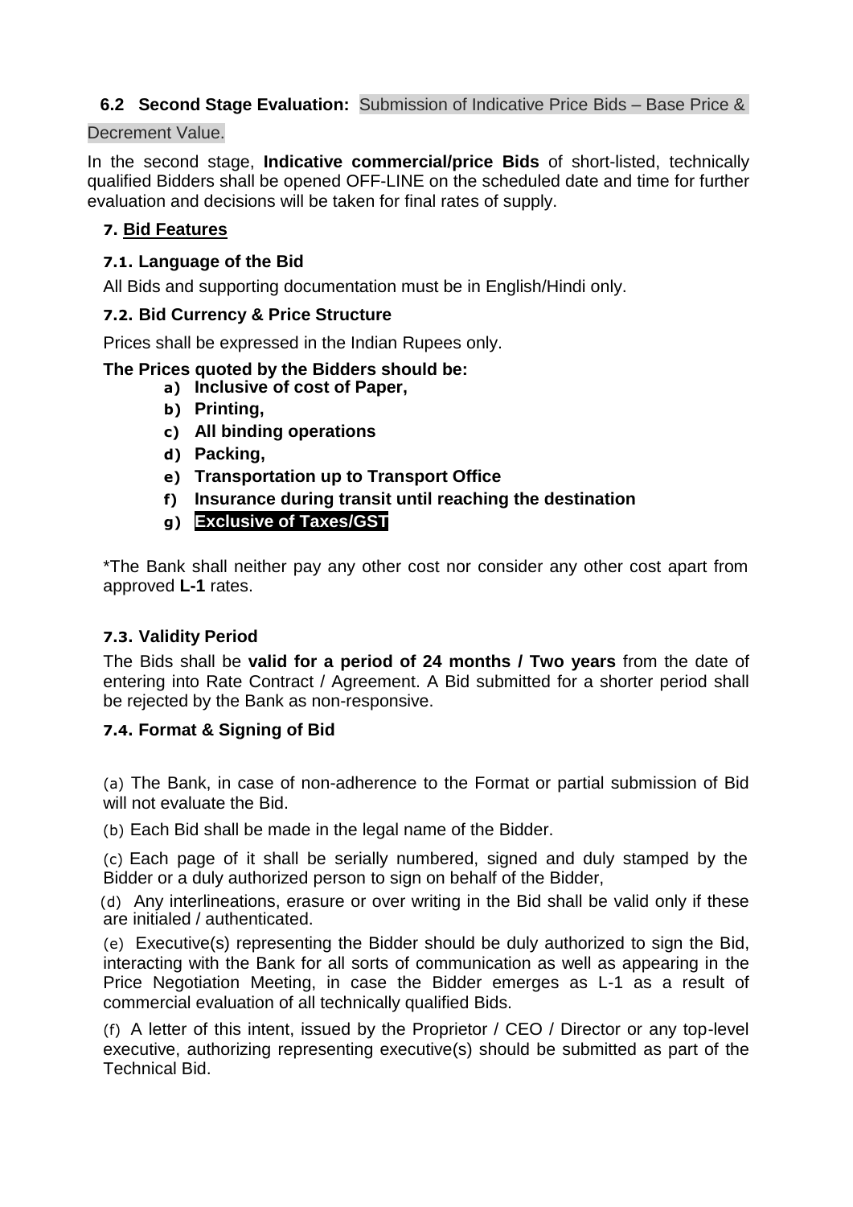**6.2 Second Stage Evaluation:** Submission of Indicative Price Bids – Base Price & Decrement Value.

In the second stage, **Indicative commercial/price Bids** of short-listed, technically qualified Bidders shall be opened OFF-LINE on the scheduled date and time for further evaluation and decisions will be taken for final rates of supply.

## 7. Bid Features

### 7.1. Language of the Bid

All Bids and supporting documentation must be in English/Hindi only.

### 7.2. Bid Currency & Price Structure

Prices shall be expressed in the Indian Rupees only.

**The Prices quoted by the Bidders should be:**

- **a) Inclusive of cost of Paper,**
- **b) Printing,**
- **c) All binding operations**
- **d) Packing,**
- **e) Transportation up to Transport Office**
- **f) Insurance during transit until reaching the destination**
- **g) Exclusive of Taxes/GST**

*The Bank shall neither pay any other cost nor consider any other cost apart from approved **L-1** rates.

### 7.3. Validity Period

The Bids shall be **valid for a period of 24 months / Two years** from the date of entering into Rate Contract / Agreement. A Bid submitted for a shorter period shall be rejected by the Bank as non-responsive.

### 7.4. Format & Signing of Bid

(a) The Bank, in case of non-adherence to the Format or partial submission of Bid will not evaluate the Bid.

(b) Each Bid shall be made in the legal name of the Bidder.

(c) Each page of it shall be serially numbered, signed and duly stamped by the Bidder or a duly authorized person to sign on behalf of the Bidder,

(d) Any interlineations, erasure or over writing in the Bid shall be valid only if these are initialed / authenticated.

(e) Executive(s) representing the Bidder should be duly authorized to sign the Bid, interacting with the Bank for all sorts of communication as well as appearing in the Price Negotiation Meeting, in case the Bidder emerges as L-1 as a result of commercial evaluation of all technically qualified Bids.

(f) A letter of this intent, issued by the Proprietor / CEO / Director or any top-level executive, authorizing representing executive(s) should be submitted as part of the Technical Bid.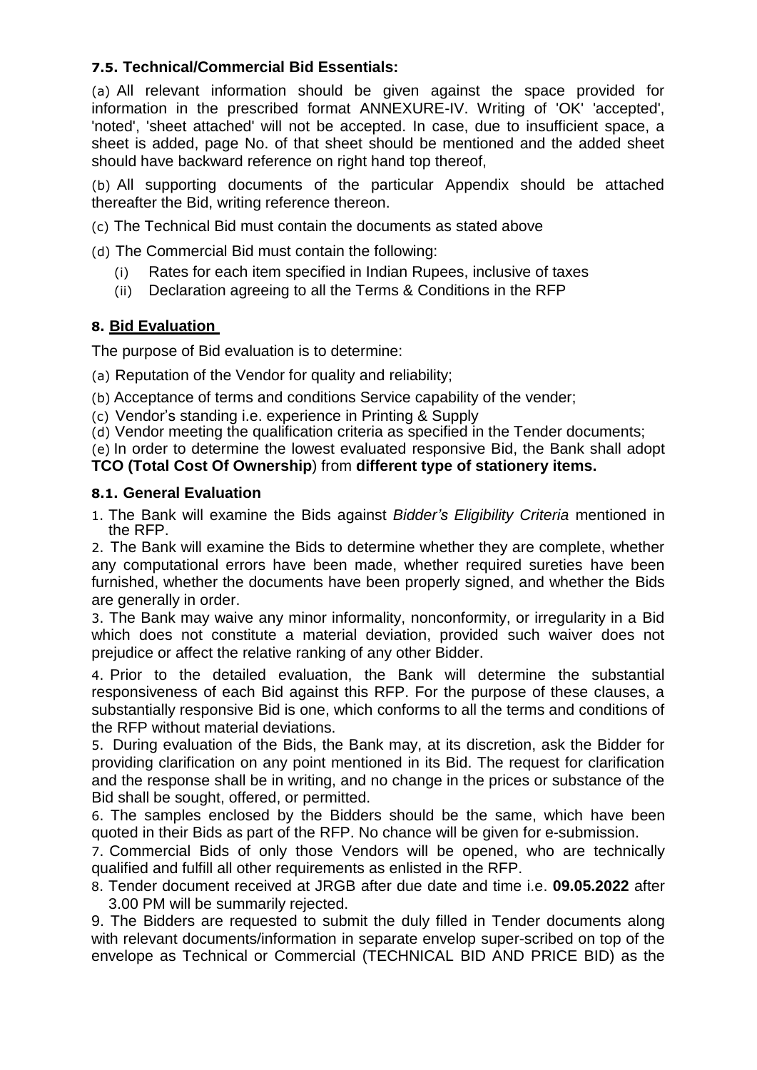### 7.5. Technical/Commercial Bid Essentials:

(a) All relevant information should be given against the space provided for information in the prescribed format ANNEXURE-IV. Writing of 'OK' 'accepted', 'noted', 'sheet attached' will not be accepted. In case, due to insufficient space, a sheet is added, page No. of that sheet should be mentioned and the added sheet should have backward reference on right hand top thereof,

(b) All supporting documents of the particular Appendix should be attached thereafter the Bid, writing reference thereon.

(c) The Technical Bid must contain the documents as stated above

(d) The Commercial Bid must contain the following:

- (i) Rates for each item specified in Indian Rupees, inclusive of taxes
- (ii) Declaration agreeing to all the Terms & Conditions in the RFP

## 8. Bid Evaluation

The purpose of Bid evaluation is to determine:

(a) Reputation of the Vendor for quality and reliability;

(b) Acceptance of terms and conditions Service capability of the vender;

(c) Vendor's standing i.e. experience in Printing & Supply

(d) Vendor meeting the qualification criteria as specified in the Tender documents;

(e) In order to determine the lowest evaluated responsive Bid, the Bank shall adopt **TCO (Total Cost Of Ownership**) from **different type of stationery items.**

### 8.1. General Evaluation

1. The Bank will examine the Bids against *Bidder's Eligibility Criteria* mentioned in the RFP.
2. The Bank will examine the Bids to determine whether they are complete, whether any computational errors have been made, whether required sureties have been furnished, whether the documents have been properly signed, and whether the Bids are generally in order.
3. The Bank may waive any minor informality, nonconformity, or irregularity in a Bid which does not constitute a material deviation, provided such waiver does not prejudice or affect the relative ranking of any other Bidder.
4. Prior to the detailed evaluation, the Bank will determine the substantial responsiveness of each Bid against this RFP. For the purpose of these clauses, a substantially responsive Bid is one, which conforms to all the terms and conditions of the RFP without material deviations.
5. During evaluation of the Bids, the Bank may, at its discretion, ask the Bidder for providing clarification on any point mentioned in its Bid. The request for clarification and the response shall be in writing, and no change in the prices or substance of the Bid shall be sought, offered, or permitted.
6. The samples enclosed by the Bidders should be the same, which have been quoted in their Bids as part of the RFP. No chance will be given for e-submission.
7. Commercial Bids of only those Vendors will be opened, who are technically qualified and fulfill all other requirements as enlisted in the RFP.
8. Tender document received at JRGB after due date and time i.e. **09.05.2022** after 3.00 PM will be summarily rejected.
9. The Bidders are requested to submit the duly filled in Tender documents along with relevant documents/information in separate envelop super-scribed on top of the envelope as Technical or Commercial (TECHNICAL BID AND PRICE BID) as the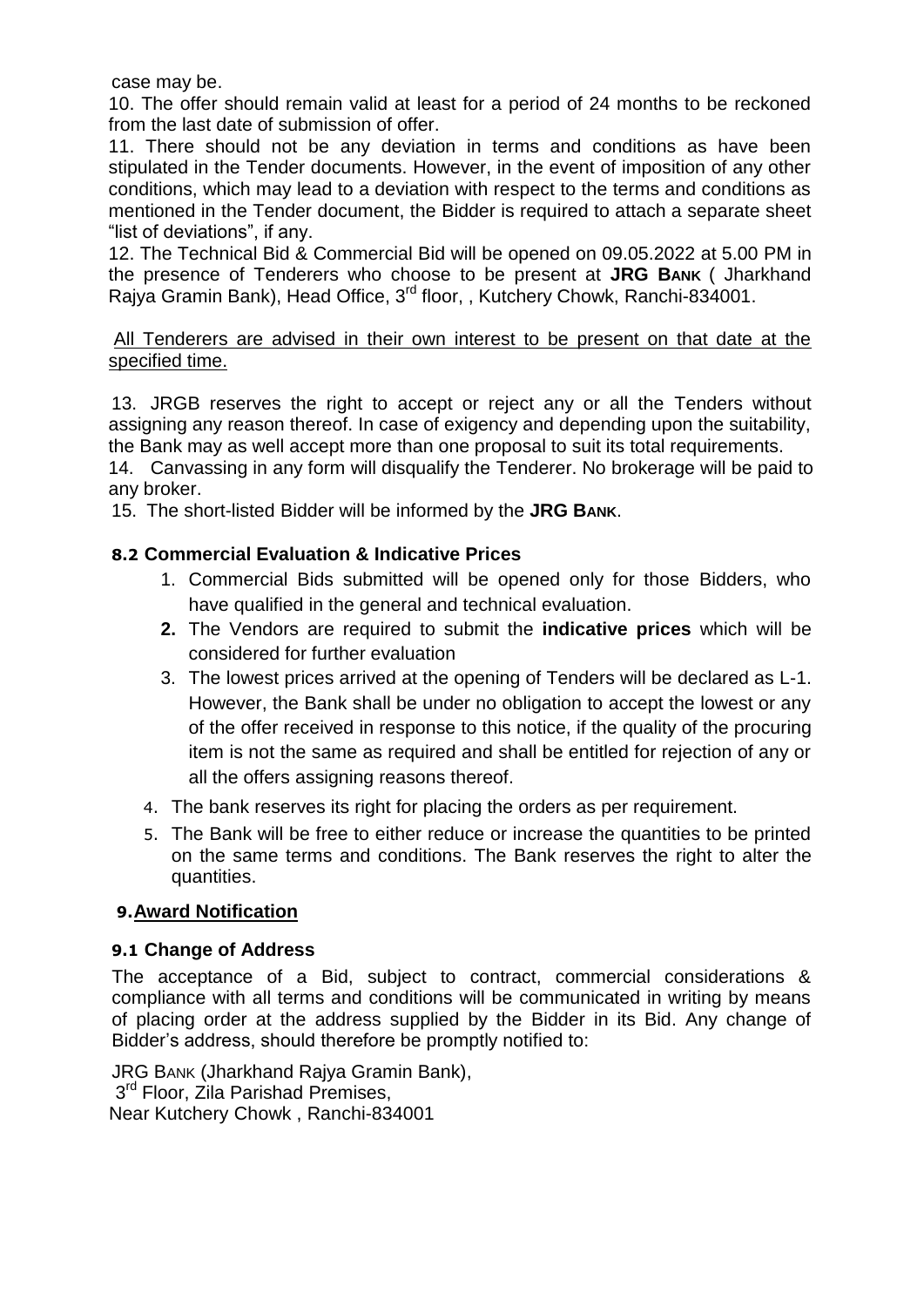case may be.

10. The offer should remain valid at least for a period of 24 months to be reckoned from the last date of submission of offer.

11. There should not be any deviation in terms and conditions as have been stipulated in the Tender documents. However, in the event of imposition of any other conditions, which may lead to a deviation with respect to the terms and conditions as mentioned in the Tender document, the Bidder is required to attach a separate sheet "list of deviations", if any.

12. The Technical Bid & Commercial Bid will be opened on 09.05.2022 at 5.00 PM in the presence of Tenderers who choose to be present at **JRG BANK** ( Jharkhand Rajya Gramin Bank), Head Office, 3rd floor, , Kutchery Chowk, Ranchi-834001.

All Tenderers are advised in their own interest to be present on that date at the specified time.

13. JRGB reserves the right to accept or reject any or all the Tenders without assigning any reason thereof. In case of exigency and depending upon the suitability, the Bank may as well accept more than one proposal to suit its total requirements.

14. Canvassing in any form will disqualify the Tenderer. No brokerage will be paid to any broker.

15. The short-listed Bidder will be informed by the **JRG BANK**.

### 8.2 Commercial Evaluation & Indicative Prices

1. Commercial Bids submitted will be opened only for those Bidders, who have qualified in the general and technical evaluation.
2. The Vendors are required to submit the **indicative prices** which will be considered for further evaluation
3. The lowest prices arrived at the opening of Tenders will be declared as L-1. However, the Bank shall be under no obligation to accept the lowest or any of the offer received in response to this notice, if the quality of the procuring item is not the same as required and shall be entitled for rejection of any or all the offers assigning reasons thereof.
4. The bank reserves its right for placing the orders as per requirement.
5. The Bank will be free to either reduce or increase the quantities to be printed on the same terms and conditions. The Bank reserves the right to alter the quantities.

## 9. Award Notification

### 9.1 Change of Address

The acceptance of a Bid, subject to contract, commercial considerations & compliance with all terms and conditions will be communicated in writing by means of placing order at the address supplied by the Bidder in its Bid. Any change of Bidder's address, should therefore be promptly notified to:

JRG BANK (Jharkhand Rajya Gramin Bank),
3rd Floor, Zila Parishad Premises,
Near Kutchery Chowk , Ranchi-834001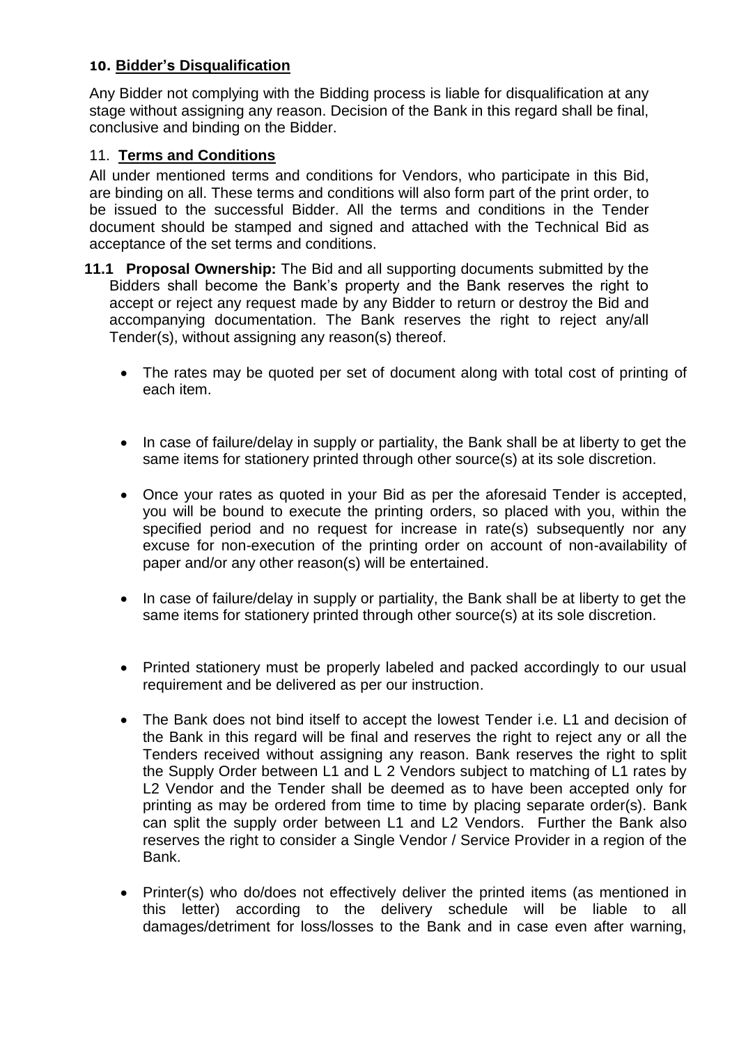### 10. **Bidder's Disqualification**

Any Bidder not complying with the Bidding process is liable for disqualification at any stage without assigning any reason. Decision of the Bank in this regard shall be final, conclusive and binding on the Bidder.

### 11. **Terms and Conditions**

All under mentioned terms and conditions for Vendors, who participate in this Bid, are binding on all. These terms and conditions will also form part of the print order, to be issued to the successful Bidder. All the terms and conditions in the Tender document should be stamped and signed and attached with the Technical Bid as acceptance of the set terms and conditions.

**11.1 Proposal Ownership:** The Bid and all supporting documents submitted by the Bidders shall become the Bank's property and the Bank reserves the right to accept or reject any request made by any Bidder to return or destroy the Bid and accompanying documentation. The Bank reserves the right to reject any/all Tender(s), without assigning any reason(s) thereof.

- The rates may be quoted per set of document along with total cost of printing of each item.
- In case of failure/delay in supply or partiality, the Bank shall be at liberty to get the same items for stationery printed through other source(s) at its sole discretion.
- Once your rates as quoted in your Bid as per the aforesaid Tender is accepted, you will be bound to execute the printing orders, so placed with you, within the specified period and no request for increase in rate(s) subsequently nor any excuse for non-execution of the printing order on account of non-availability of paper and/or any other reason(s) will be entertained.
- In case of failure/delay in supply or partiality, the Bank shall be at liberty to get the same items for stationery printed through other source(s) at its sole discretion.
- Printed stationery must be properly labeled and packed accordingly to our usual requirement and be delivered as per our instruction.
- The Bank does not bind itself to accept the lowest Tender i.e. L1 and decision of the Bank in this regard will be final and reserves the right to reject any or all the Tenders received without assigning any reason. Bank reserves the right to split the Supply Order between L1 and L 2 Vendors subject to matching of L1 rates by L2 Vendor and the Tender shall be deemed as to have been accepted only for printing as may be ordered from time to time by placing separate order(s). Bank can split the supply order between L1 and L2 Vendors. Further the Bank also reserves the right to consider a Single Vendor / Service Provider in a region of the Bank.
- Printer(s) who do/does not effectively deliver the printed items (as mentioned in this letter) according to the delivery schedule will be liable to all damages/detriment for loss/losses to the Bank and in case even after warning,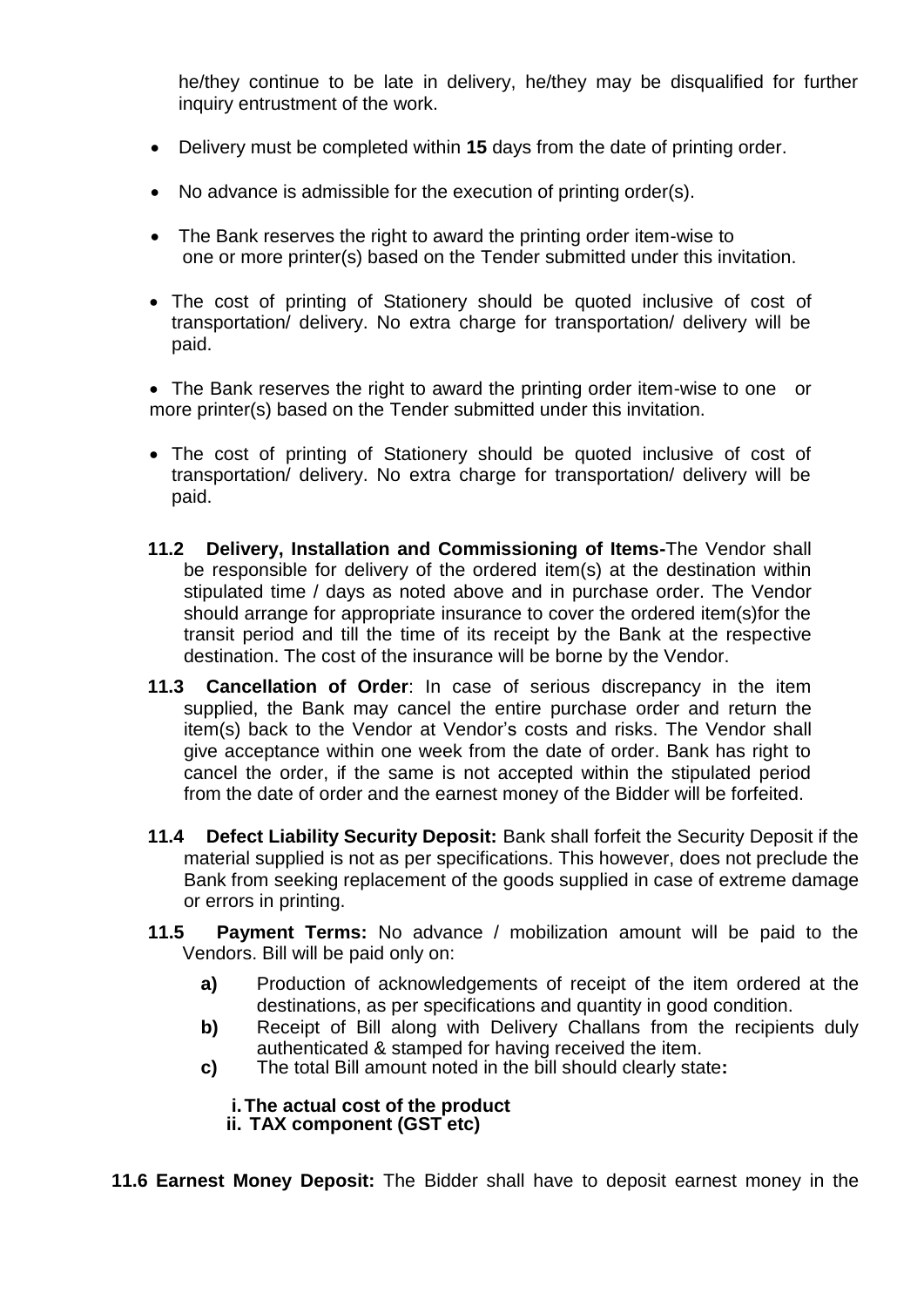he/they continue to be late in delivery, he/they may be disqualified for further inquiry entrustment of the work.

- Delivery must be completed within **15** days from the date of printing order.
- No advance is admissible for the execution of printing order(s).
- The Bank reserves the right to award the printing order item-wise to one or more printer(s) based on the Tender submitted under this invitation.
- The cost of printing of Stationery should be quoted inclusive of cost of transportation/ delivery. No extra charge for transportation/ delivery will be paid.
- The Bank reserves the right to award the printing order item-wise to one or more printer(s) based on the Tender submitted under this invitation.
- The cost of printing of Stationery should be quoted inclusive of cost of transportation/ delivery. No extra charge for transportation/ delivery will be paid.

**11.2 Delivery, Installation and Commissioning of Items-**The Vendor shall be responsible for delivery of the ordered item(s) at the destination within stipulated time / days as noted above and in purchase order. The Vendor should arrange for appropriate insurance to cover the ordered item(s)for the transit period and till the time of its receipt by the Bank at the respective destination. The cost of the insurance will be borne by the Vendor.

**11.3 Cancellation of Order**: In case of serious discrepancy in the item supplied, the Bank may cancel the entire purchase order and return the item(s) back to the Vendor at Vendor's costs and risks. The Vendor shall give acceptance within one week from the date of order. Bank has right to cancel the order, if the same is not accepted within the stipulated period from the date of order and the earnest money of the Bidder will be forfeited.

**11.4 Defect Liability Security Deposit:** Bank shall forfeit the Security Deposit if the material supplied is not as per specifications. This however, does not preclude the Bank from seeking replacement of the goods supplied in case of extreme damage or errors in printing.

**11.5 Payment Terms:** No advance / mobilization amount will be paid to the Vendors. Bill will be paid only on:

**a)** Production of acknowledgements of receipt of the item ordered at the destinations, as per specifications and quantity in good condition.

**b)** Receipt of Bill along with Delivery Challans from the recipients duly authenticated & stamped for having received the item.

**c)** The total Bill amount noted in the bill should clearly state**:**

**i. The actual cost of the product**

**ii. TAX component (GST etc)**

**11.6 Earnest Money Deposit:** The Bidder shall have to deposit earnest money in the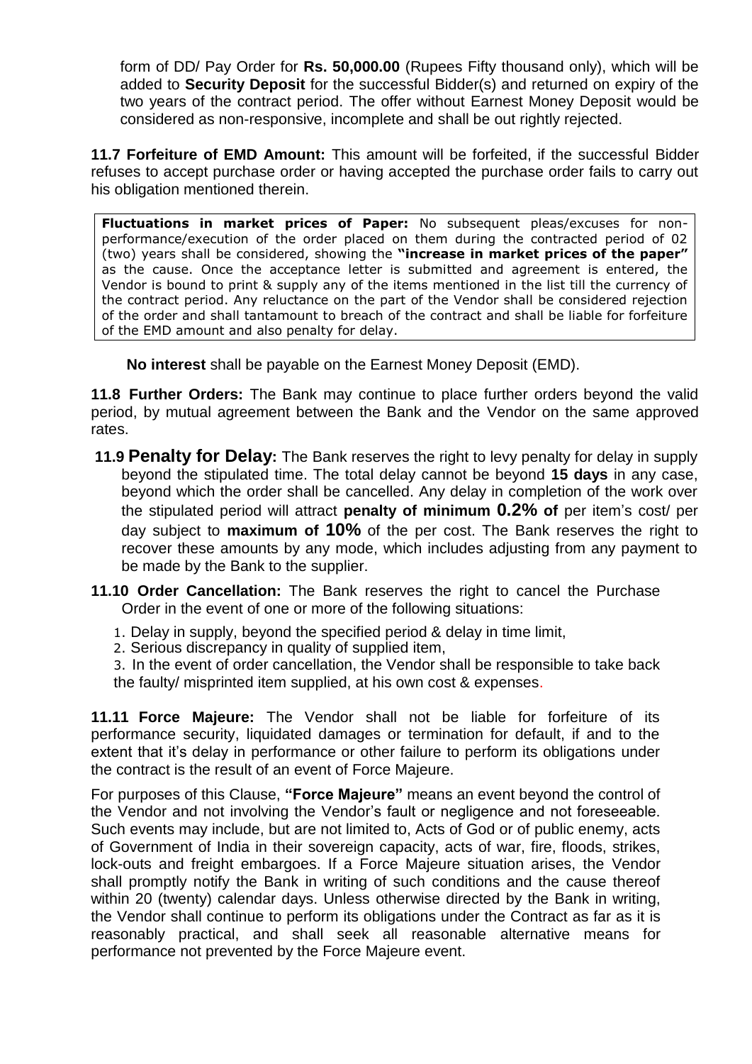form of DD/ Pay Order for **Rs. 50,000.00** (Rupees Fifty thousand only), which will be added to **Security Deposit** for the successful Bidder(s) and returned on expiry of the two years of the contract period. The offer without Earnest Money Deposit would be considered as non-responsive, incomplete and shall be out rightly rejected.

**11.7 Forfeiture of EMD Amount:** This amount will be forfeited, if the successful Bidder refuses to accept purchase order or having accepted the purchase order fails to carry out his obligation mentioned therein.

**Fluctuations in market prices of Paper:** No subsequent pleas/excuses for non-performance/execution of the order placed on them during the contracted period of 02 (two) years shall be considered, showing the **"increase in market prices of the paper"** as the cause. Once the acceptance letter is submitted and agreement is entered, the Vendor is bound to print & supply any of the items mentioned in the list till the currency of the contract period. Any reluctance on the part of the Vendor shall be considered rejection of the order and shall tantamount to breach of the contract and shall be liable for forfeiture of the EMD amount and also penalty for delay.

**No interest** shall be payable on the Earnest Money Deposit (EMD).

**11.8 Further Orders:** The Bank may continue to place further orders beyond the valid period, by mutual agreement between the Bank and the Vendor on the same approved rates.

**11.9 Penalty for Delay:** The Bank reserves the right to levy penalty for delay in supply beyond the stipulated time. The total delay cannot be beyond **15 days** in any case, beyond which the order shall be cancelled. Any delay in completion of the work over the stipulated period will attract **penalty of minimum 0.2% of** per item's cost/ per day subject to **maximum of 10%** of the per cost. The Bank reserves the right to recover these amounts by any mode, which includes adjusting from any payment to be made by the Bank to the supplier.

**11.10 Order Cancellation:** The Bank reserves the right to cancel the Purchase Order in the event of one or more of the following situations:

1. Delay in supply, beyond the specified period & delay in time limit,
2. Serious discrepancy in quality of supplied item,
3. In the event of order cancellation, the Vendor shall be responsible to take back the faulty/ misprinted item supplied, at his own cost & expenses.

**11.11 Force Majeure:** The Vendor shall not be liable for forfeiture of its performance security, liquidated damages or termination for default, if and to the extent that it's delay in performance or other failure to perform its obligations under the contract is the result of an event of Force Majeure.

For purposes of this Clause, **"Force Majeure"** means an event beyond the control of the Vendor and not involving the Vendor's fault or negligence and not foreseeable. Such events may include, but are not limited to, Acts of God or of public enemy, acts of Government of India in their sovereign capacity, acts of war, fire, floods, strikes, lock-outs and freight embargoes. If a Force Majeure situation arises, the Vendor shall promptly notify the Bank in writing of such conditions and the cause thereof within 20 (twenty) calendar days. Unless otherwise directed by the Bank in writing, the Vendor shall continue to perform its obligations under the Contract as far as it is reasonably practical, and shall seek all reasonable alternative means for performance not prevented by the Force Majeure event.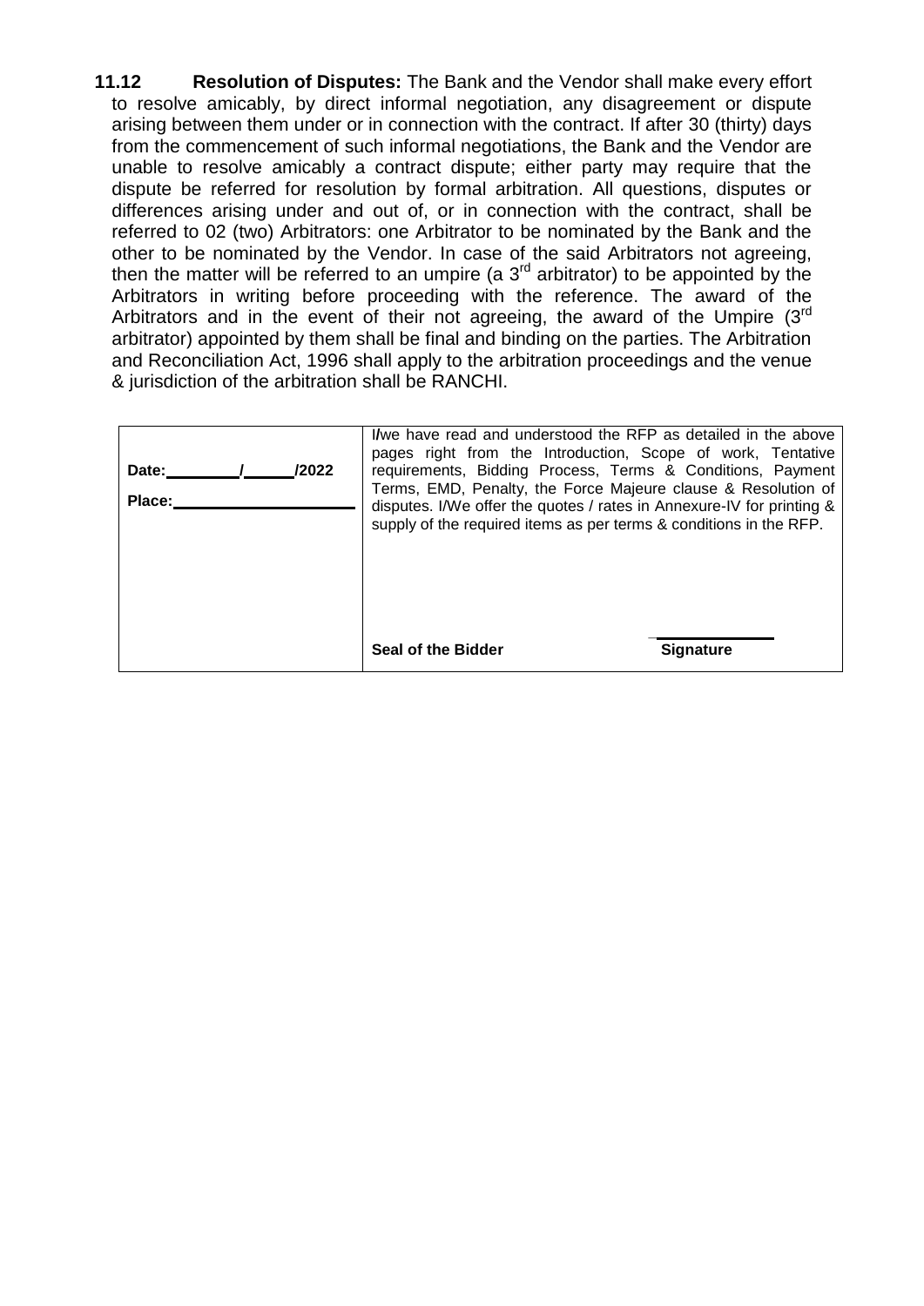**11.12 Resolution of Disputes:** The Bank and the Vendor shall make every effort to resolve amicably, by direct informal negotiation, any disagreement or dispute arising between them under or in connection with the contract. If after 30 (thirty) days from the commencement of such informal negotiations, the Bank and the Vendor are unable to resolve amicably a contract dispute; either party may require that the dispute be referred for resolution by formal arbitration. All questions, disputes or differences arising under and out of, or in connection with the contract, shall be referred to 02 (two) Arbitrators: one Arbitrator to be nominated by the Bank and the other to be nominated by the Vendor. In case of the said Arbitrators not agreeing, then the matter will be referred to an umpire (a 3rd arbitrator) to be appointed by the Arbitrators in writing before proceeding with the reference. The award of the Arbitrators and in the event of their not agreeing, the award of the Umpire (3rd arbitrator) appointed by them shall be final and binding on the parties. The Arbitration and Reconciliation Act, 1996 shall apply to the arbitration proceedings and the venue & jurisdiction of the arbitration shall be RANCHI.

| | |
|---|---|
| **Date:\_\_\_\_\_\_\_\_/\_\_\_\_\_\_/2022**<br><br>**Place:\_\_\_\_\_\_\_\_\_\_\_\_\_\_\_\_\_\_\_\_** | I/we have read and understood the RFP as detailed in the above pages right from the Introduction, Scope of work, Tentative requirements, Bidding Process, Terms & Conditions, Payment Terms, EMD, Penalty, the Force Majeure clause & Resolution of disputes. I/We offer the quotes / rates in Annexure-IV for printing & supply of the required items as per terms & conditions in the RFP.<br><br>**Seal of the Bidder** &nbsp;&nbsp;&nbsp;&nbsp;&nbsp;&nbsp;&nbsp;&nbsp; **Signature** |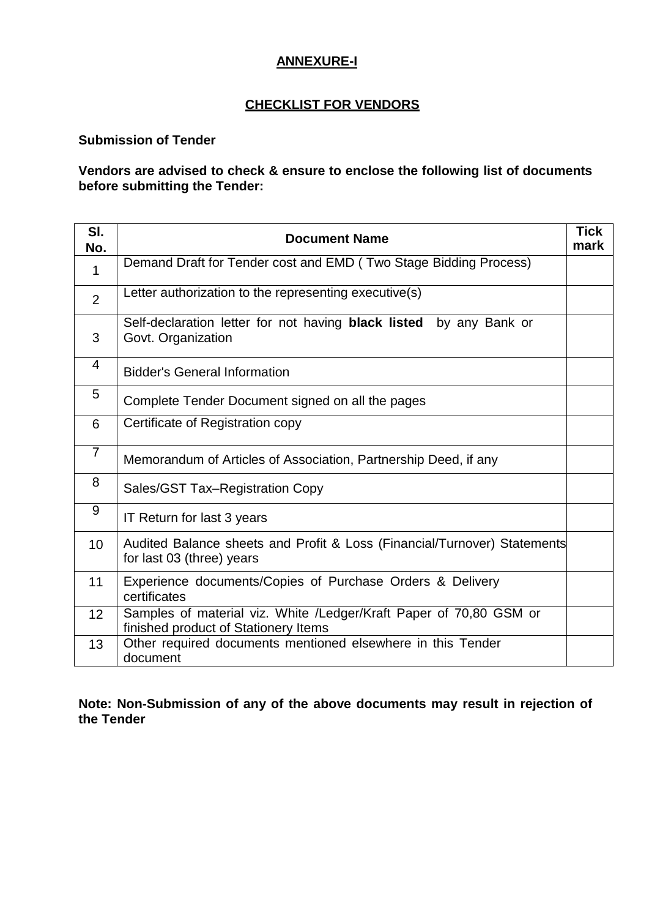# ANNEXURE-I

## CHECKLIST FOR VENDORS

**Submission of Tender**

**Vendors are advised to check & ensure to enclose the following list of documents before submitting the Tender:**

| Sl. No. | Document Name | Tick mark |
|---|---|---|
| 1 | Demand Draft for Tender cost and EMD ( Two Stage Bidding Process) | |
| 2 | Letter authorization to the representing executive(s) | |
| 3 | Self-declaration letter for not having **black listed** by any Bank or Govt. Organization | |
| 4 | Bidder's General Information | |
| 5 | Complete Tender Document signed on all the pages | |
| 6 | Certificate of Registration copy | |
| 7 | Memorandum of Articles of Association, Partnership Deed, if any | |
| 8 | Sales/GST Tax–Registration Copy | |
| 9 | IT Return for last 3 years | |
| 10 | Audited Balance sheets and Profit & Loss (Financial/Turnover) Statements for last 03 (three) years | |
| 11 | Experience documents/Copies of Purchase Orders & Delivery certificates | |
| 12 | Samples of material viz. White /Ledger/Kraft Paper of 70,80 GSM or finished product of Stationery Items | |
| 13 | Other required documents mentioned elsewhere in this Tender document | |

**Note: Non-Submission of any of the above documents may result in rejection of the Tender**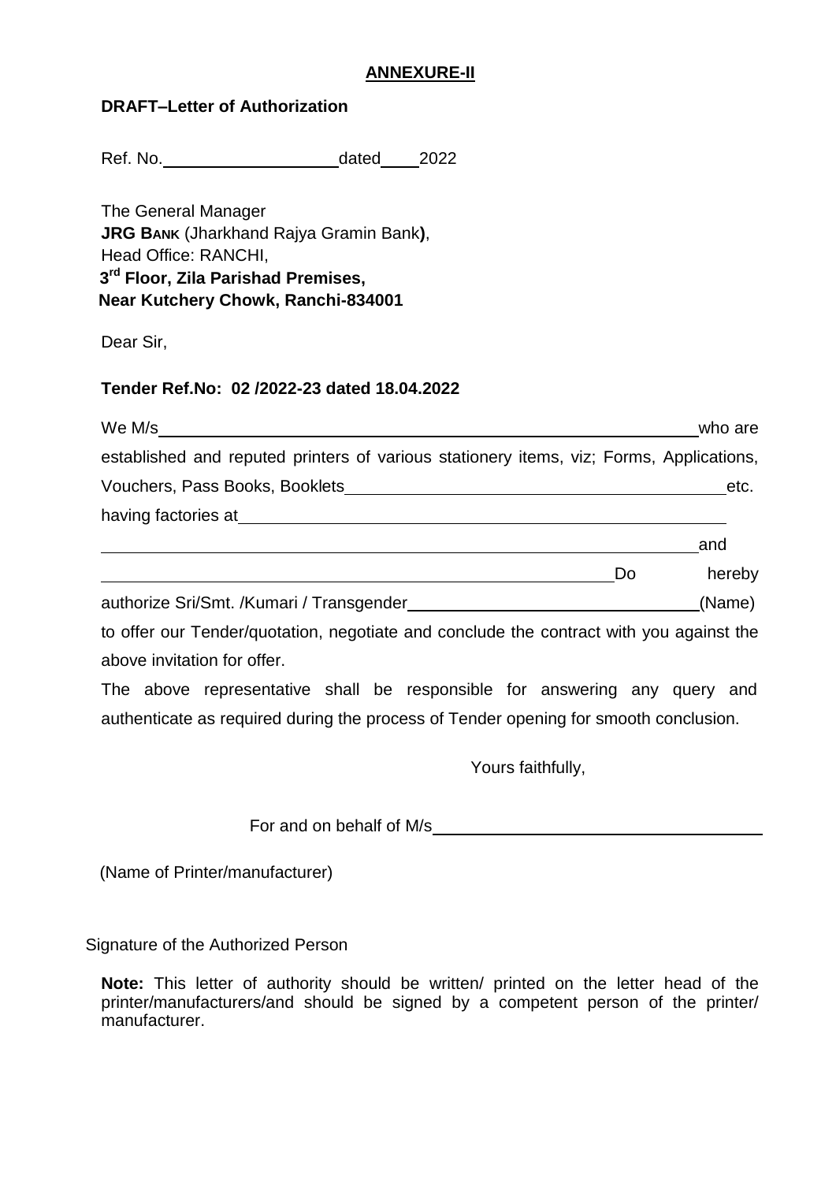**ANNEXURE-II**

**DRAFT–Letter of Authorization**

Ref. No.\_\_\_\_\_\_\_\_\_\_\_\_\_\_\_\_\_\_\_dated\_\_\_\_2022

The General Manager
**JRG BANK** (Jharkhand Rajya Gramin Bank**)**,
Head Office: RANCHI,
**3rd Floor, Zila Parishad Premises,**
**Near Kutchery Chowk, Ranchi-834001**

Dear Sir,

**Tender Ref.No: 02 /2022-23 dated 18.04.2022**

We M/s\_\_\_\_\_\_\_\_\_\_\_\_\_\_\_\_\_\_\_\_\_\_\_\_\_\_\_\_\_\_\_\_\_\_\_\_\_\_\_\_\_\_\_\_\_\_\_\_\_\_\_\_\_\_\_\_\_\_\_\_who are established and reputed printers of various stationery items, viz; Forms, Applications, Vouchers, Pass Books, Booklets\_\_\_\_\_\_\_\_\_\_\_\_\_\_\_\_\_\_\_\_\_\_\_\_\_\_\_\_\_\_\_\_\_\_\_\_\_\_\_\_\_\_etc. having factories at\_\_\_\_\_\_\_\_\_\_\_\_\_\_\_\_\_\_\_\_\_\_\_\_\_\_\_\_\_\_\_\_\_\_\_\_\_\_\_\_\_\_\_\_\_\_\_\_\_\_\_\_\_\_\_\_

\_\_\_\_\_\_\_\_\_\_\_\_\_\_\_\_\_\_\_\_\_\_\_\_\_\_\_\_\_\_\_\_\_\_\_\_\_\_\_\_\_\_\_\_\_\_\_\_\_\_\_\_\_\_\_\_\_\_\_\_\_\_\_\_\_\_\_\_and

\_\_\_\_\_\_\_\_\_\_\_\_\_\_\_\_\_\_\_\_\_\_\_\_\_\_\_\_\_\_\_\_\_\_\_\_\_\_\_\_\_\_\_\_\_\_\_\_\_\_\_\_\_\_\_\_\_\_\_\_\_Do hereby authorize Sri/Smt. /Kumari / Transgender\_\_\_\_\_\_\_\_\_\_\_\_\_\_\_\_\_\_\_\_\_\_\_\_\_\_\_\_\_\_\_\_\_(Name) to offer our Tender/quotation, negotiate and conclude the contract with you against the above invitation for offer.

The above representative shall be responsible for answering any query and authenticate as required during the process of Tender opening for smooth conclusion.

Yours faithfully,

For and on behalf of M/s\_\_\_\_\_\_\_\_\_\_\_\_\_\_\_\_\_\_\_\_\_\_\_\_\_\_\_\_\_\_\_\_\_\_\_\_\_\_\_

(Name of Printer/manufacturer)

Signature of the Authorized Person

**Note:** This letter of authority should be written/ printed on the letter head of the printer/manufacturers/and should be signed by a competent person of the printer/ manufacturer.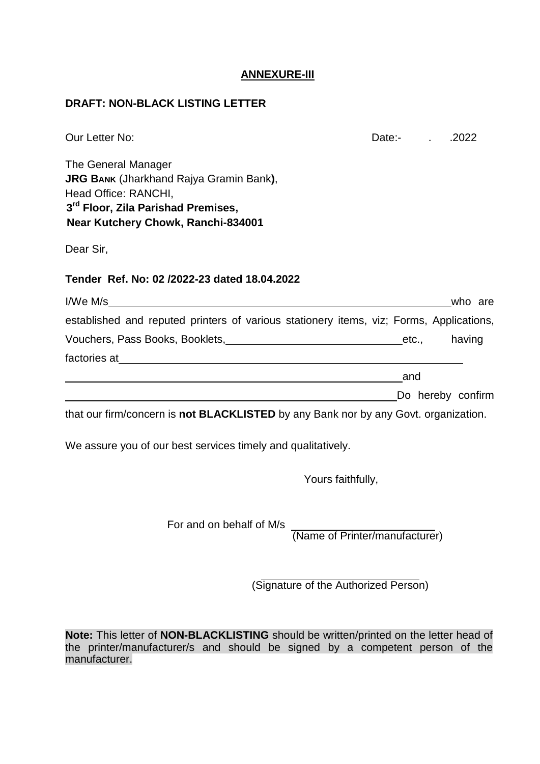**ANNEXURE-III**

**DRAFT: NON-BLACK LISTING LETTER**

Our Letter No: Date:- . .2022

The General Manager
**JRG BANK** (Jharkhand Rajya Gramin Bank**)**,
Head Office: RANCHI,
**3rd Floor, Zila Parishad Premises,**
**Near Kutchery Chowk, Ranchi-834001**

Dear Sir,

**Tender Ref. No: 02 /2022-23 dated 18.04.2022**

I/We M/s\_\_\_\_\_\_\_\_\_\_\_\_\_\_\_\_\_\_\_\_\_\_\_\_\_\_\_\_\_\_\_\_\_\_\_\_\_\_\_\_\_\_\_\_\_\_\_\_\_\_\_\_\_\_\_\_who are established and reputed printers of various stationery items, viz; Forms, Applications, Vouchers, Pass Books, Booklets,\_\_\_\_\_\_\_\_\_\_\_\_\_\_\_\_\_\_\_\_\_\_\_\_\_\_\_\_\_\_etc., having factories at\_\_\_\_\_\_\_\_\_\_\_\_\_\_\_\_\_\_\_\_\_\_\_\_\_\_\_\_\_\_\_\_\_\_\_\_\_\_\_\_\_\_\_\_\_\_\_\_\_\_\_\_\_\_\_\_\_\_\_\_

\_\_\_\_\_\_\_\_\_\_\_\_\_\_\_\_\_\_\_\_\_\_\_\_\_\_\_\_\_\_\_\_\_\_\_\_\_\_\_\_\_\_\_\_\_\_\_\_\_\_\_\_\_\_\_\_\_\_\_\_and

\_\_\_\_\_\_\_\_\_\_\_\_\_\_\_\_\_\_\_\_\_\_\_\_\_\_\_\_\_\_\_\_\_\_\_\_\_\_\_\_\_\_\_\_\_\_\_\_\_\_\_\_\_\_\_\_\_\_\_\_Do hereby confirm that our firm/concern is **not BLACKLISTED** by any Bank nor by any Govt. organization.

We assure you of our best services timely and qualitatively.

Yours faithfully,

For and on behalf of M/s \_\_\_\_\_\_\_\_\_\_\_\_\_\_\_\_\_\_\_\_\_\_\_\_
(Name of Printer/manufacturer)

\_\_\_\_\_\_\_\_\_\_\_\_\_\_\_\_\_\_\_\_\_\_\_\_\_\_\_\_
(Signature of the Authorized Person)

**Note:** This letter of **NON-BLACKLISTING** should be written/printed on the letter head of the printer/manufacturer/s and should be signed by a competent person of the manufacturer.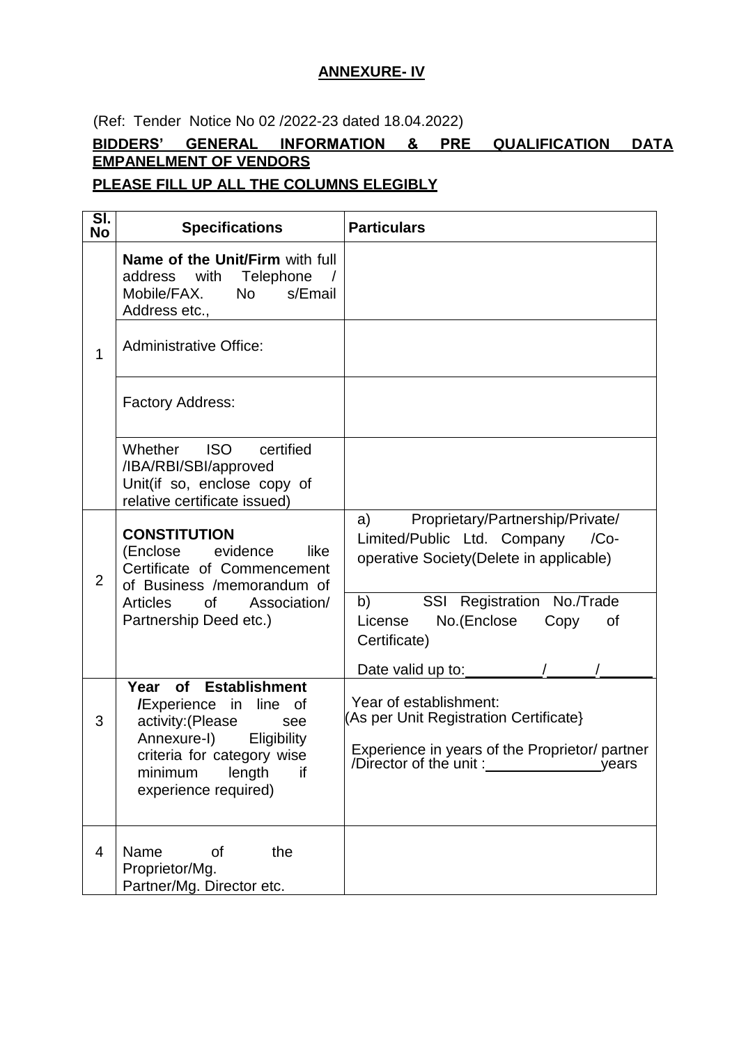## ANNEXURE- IV

(Ref: Tender Notice No 02 /2022-23 dated 18.04.2022)

**BIDDERS' GENERAL INFORMATION & PRE QUALIFICATION DATA EMPANELMENT OF VENDORS**

**PLEASE FILL UP ALL THE COLUMNS ELEGIBLY**

| Sl. No | Specifications | Particulars |
|---|---|---|
| 1 | **Name of the Unit/Firm** with full address with Telephone / Mobile/FAX. No s/Email Address etc., | |
| | Administrative Office: | |
| | Factory Address: | |
| | Whether ISO certified /IBA/RBI/SBI/approved Unit(if so, enclose copy of relative certificate issued) | |
| 2 | **CONSTITUTION** (Enclose evidence like Certificate of Commencement of Business /memorandum of Articles of Association/ Partnership Deed etc.) | a) Proprietary/Partnership/Private/ Limited/Public Ltd. Company /Co-operative Society(Delete in applicable) |
| | | b) SSI Registration No./Trade License No.(Enclose Copy of Certificate)<br><br>Date valid up to:\_\_\_\_\_\_\_\_\_/\_\_\_\_\_\_/\_\_\_\_\_\_ |
| 3 | **Year of Establishment /**Experience in line of activity:(Please see Annexure-I) Eligibility criteria for category wise minimum length if experience required) | Year of establishment:<br>(As per Unit Registration Certificate}<br><br>Experience in years of the Proprietor/ partner /Director of the unit :\_\_\_\_\_\_\_\_\_\_\_\_\_\_years |
| 4 | Name of the Proprietor/Mg. Partner/Mg. Director etc. | |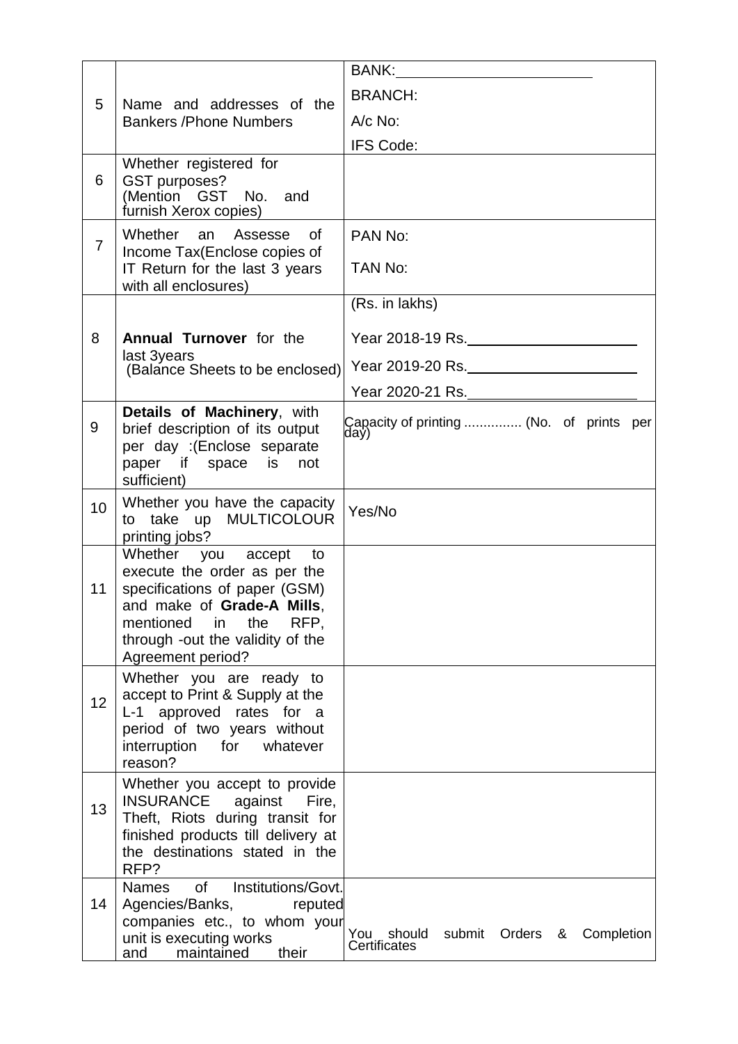| | | |
|---|---|---|
| 5 | Name and addresses of the Bankers /Phone Numbers | BANK:\_\_\_\_\_\_\_\_\_\_\_\_\_\_\_\_\_\_\_\_\_\_\_\_<br>BRANCH:<br>A/c No:<br>IFS Code: |
| 6 | Whether registered for GST purposes? (Mention GST No. and furnish Xerox copies) | |
| 7 | Whether an Assesse of Income Tax(Enclose copies of IT Return for the last 3 years with all enclosures) | PAN No:<br>TAN No: |
| 8 | **Annual Turnover** for the last 3years (Balance Sheets to be enclosed) | (Rs. in lakhs)<br>Year 2018-19 Rs.\_\_\_\_\_\_\_\_\_\_\_\_\_\_\_\_\_\_\_\_<br>Year 2019-20 Rs.\_\_\_\_\_\_\_\_\_\_\_\_\_\_\_\_\_\_\_\_<br>Year 2020-21 Rs.\_\_\_\_\_\_\_\_\_\_\_\_\_\_\_\_\_\_\_\_ |
| 9 | **Details of Machinery**, with brief description of its output per day :(Enclose separate paper if space is not sufficient) | Capacity of printing ............... (No. of prints per day) |
| 10 | Whether you have the capacity to take up MULTICOLOUR printing jobs? | Yes/No |
| 11 | Whether you accept to execute the order as per the specifications of paper (GSM) and make of **Grade-A Mills**, mentioned in the RFP, through -out the validity of the Agreement period? | |
| 12 | Whether you are ready to accept to Print & Supply at the L-1 approved rates for a period of two years without interruption for whatever reason? | |
| 13 | Whether you accept to provide INSURANCE against Fire, Theft, Riots during transit for finished products till delivery at the destinations stated in the RFP? | |
| 14 | Names of Institutions/Govt. Agencies/Banks, reputed companies etc., to whom your unit is executing works and maintained their | You should submit Orders & Completion Certificates |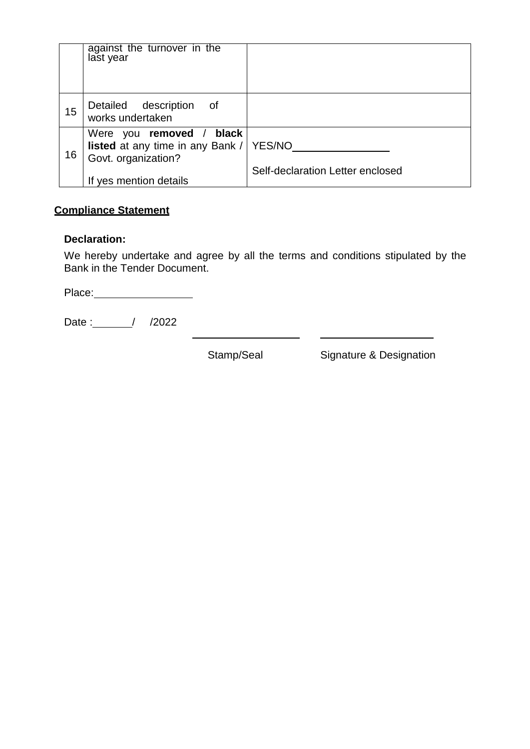| | | |
|---|---|---|
| | against the turnover in the last year | |
| 15 | Detailed description of works undertaken | |
| 16 | Were you **removed** / **black listed** at any time in any Bank / Govt. organization?<br><br>If yes mention details | YES/NO________________<br><br>Self-declaration Letter enclosed |

**Compliance Statement**

**Declaration:**

We hereby undertake and agree by all the terms and conditions stipulated by the Bank in the Tender Document.

Place:________________

Date :______/ /2022

Stamp/Seal    Signature & Designation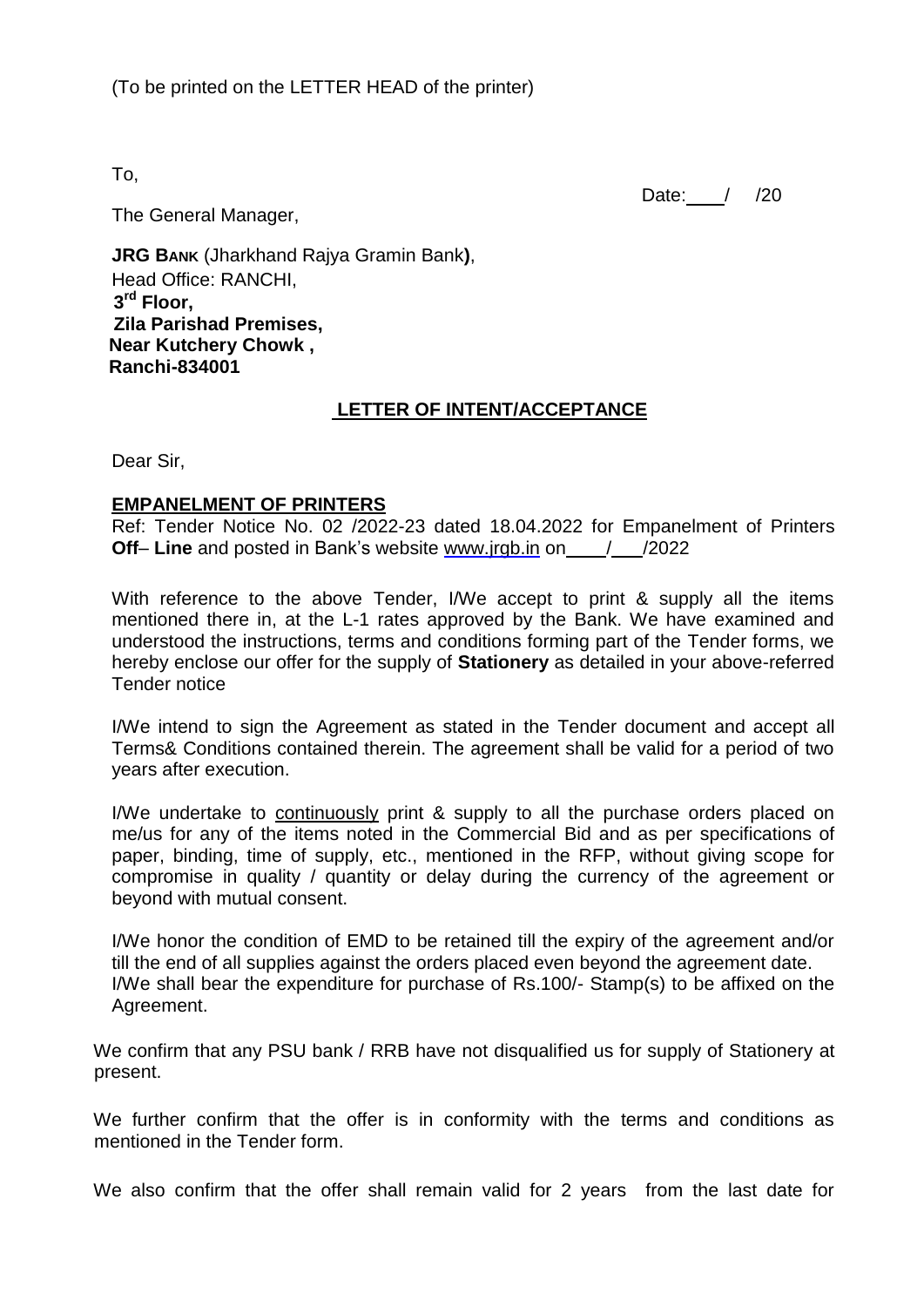(To be printed on the LETTER HEAD of the printer)

To,

Date: \_\_\_ / /20

The General Manager,

**JRG BANK** (Jharkhand Rajya Gramin Bank**)**,
Head Office: RANCHI,
**3rd Floor,**
**Zila Parishad Premises,**
**Near Kutchery Chowk ,**
**Ranchi-834001**

**LETTER OF INTENT/ACCEPTANCE**

Dear Sir,

**EMPANELMENT OF PRINTERS**

Ref: Tender Notice No. 02 /2022-23 dated 18.04.2022 for Empanelment of Printers **Off**– **Line** and posted in Bank's website www.jrgb.in on \_\_\_\_/\_\_\_/2022

With reference to the above Tender, I/We accept to print & supply all the items mentioned there in, at the L-1 rates approved by the Bank. We have examined and understood the instructions, terms and conditions forming part of the Tender forms, we hereby enclose our offer for the supply of **Stationery** as detailed in your above-referred Tender notice

I/We intend to sign the Agreement as stated in the Tender document and accept all Terms& Conditions contained therein. The agreement shall be valid for a period of two years after execution.

I/We undertake to continuously print & supply to all the purchase orders placed on me/us for any of the items noted in the Commercial Bid and as per specifications of paper, binding, time of supply, etc., mentioned in the RFP, without giving scope for compromise in quality / quantity or delay during the currency of the agreement or beyond with mutual consent.

I/We honor the condition of EMD to be retained till the expiry of the agreement and/or till the end of all supplies against the orders placed even beyond the agreement date.
I/We shall bear the expenditure for purchase of Rs.100/- Stamp(s) to be affixed on the Agreement.

We confirm that any PSU bank / RRB have not disqualified us for supply of Stationery at present.

We further confirm that the offer is in conformity with the terms and conditions as mentioned in the Tender form.

We also confirm that the offer shall remain valid for 2 years from the last date for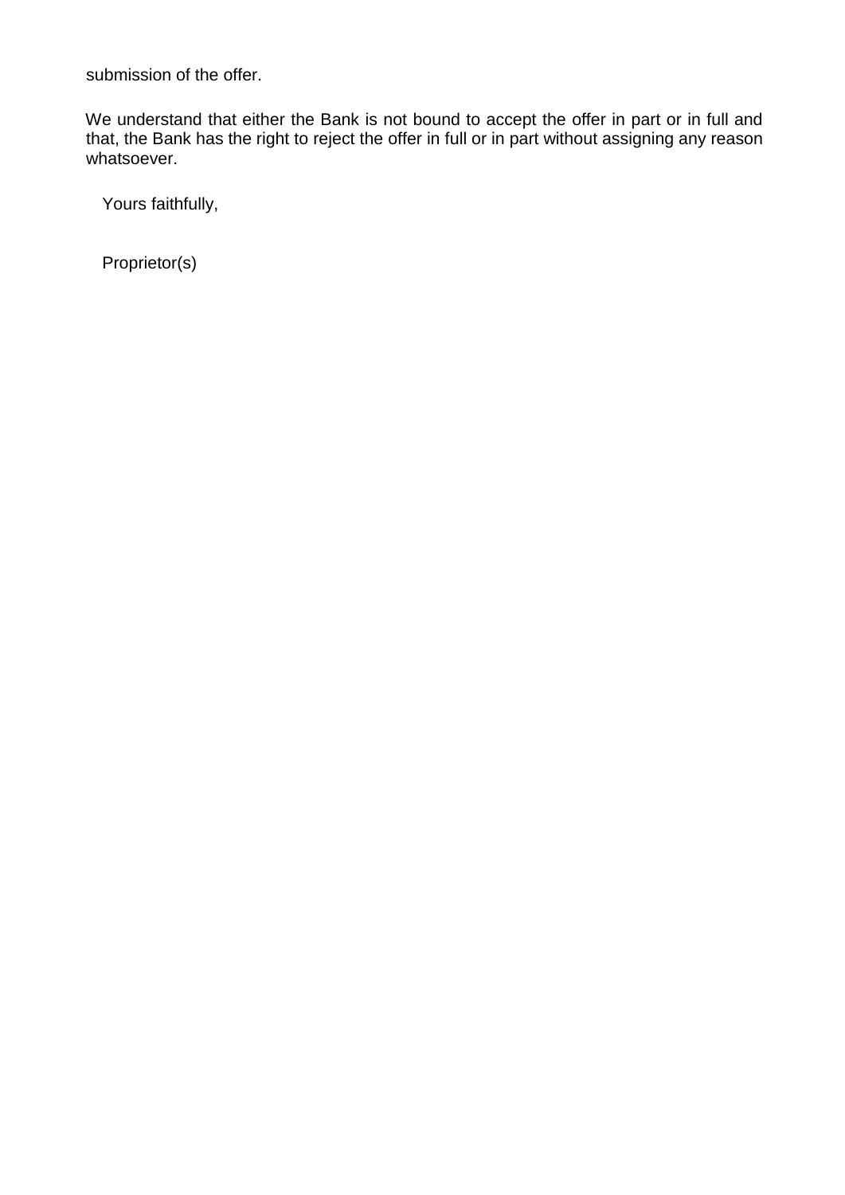submission of the offer.

We understand that either the Bank is not bound to accept the offer in part or in full and that, the Bank has the right to reject the offer in full or in part without assigning any reason whatsoever.

Yours faithfully,

Proprietor(s)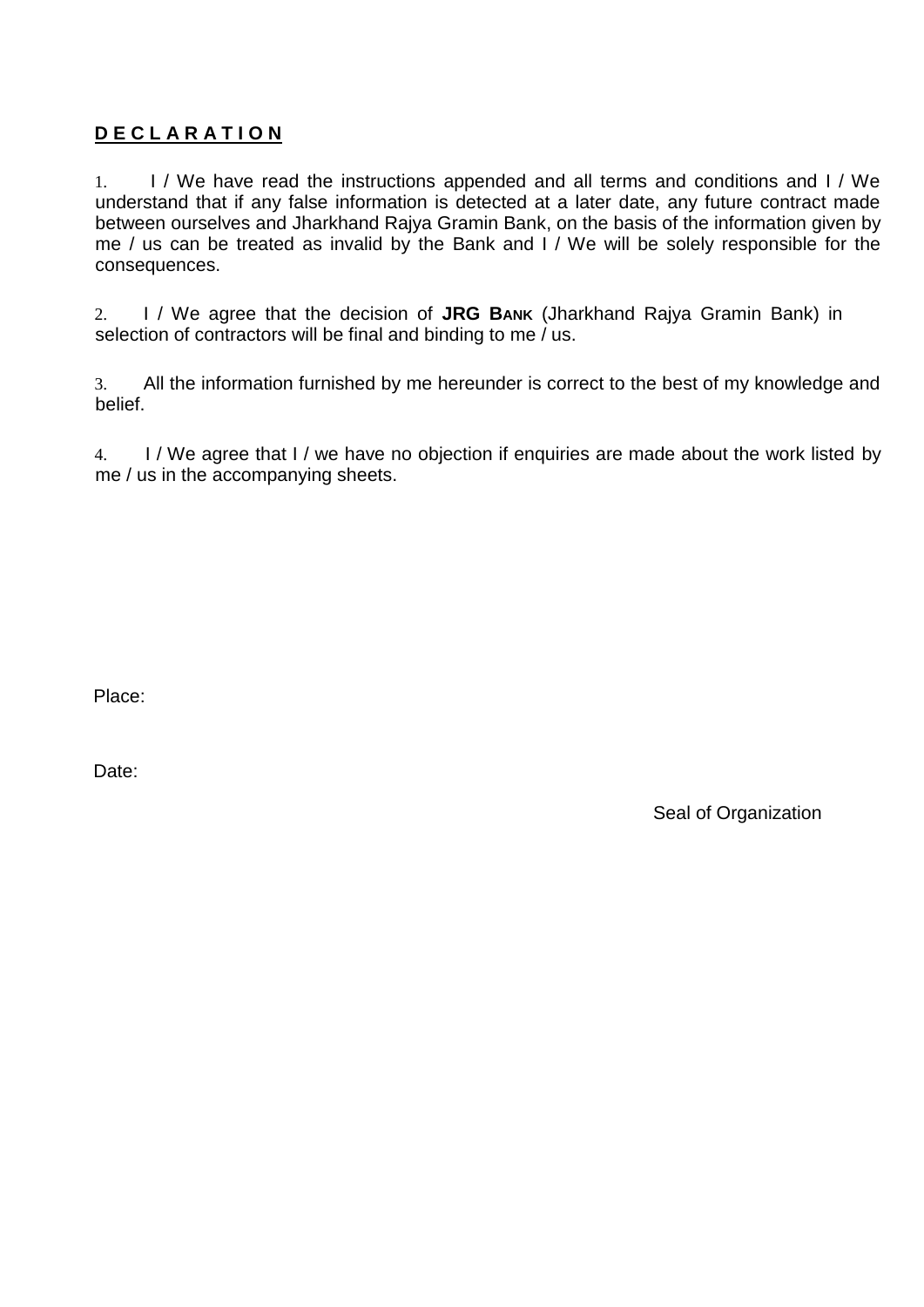## DECLARATION

1. I / We have read the instructions appended and all terms and conditions and I / We understand that if any false information is detected at a later date, any future contract made between ourselves and Jharkhand Rajya Gramin Bank, on the basis of the information given by me / us can be treated as invalid by the Bank and I / We will be solely responsible for the consequences.

2. I / We agree that the decision of **JRG BANK** (Jharkhand Rajya Gramin Bank) in selection of contractors will be final and binding to me / us.

3. All the information furnished by me hereunder is correct to the best of my knowledge and belief.

4. I / We agree that I / we have no objection if enquiries are made about the work listed by me / us in the accompanying sheets.

Place:

Date:

Seal of Organization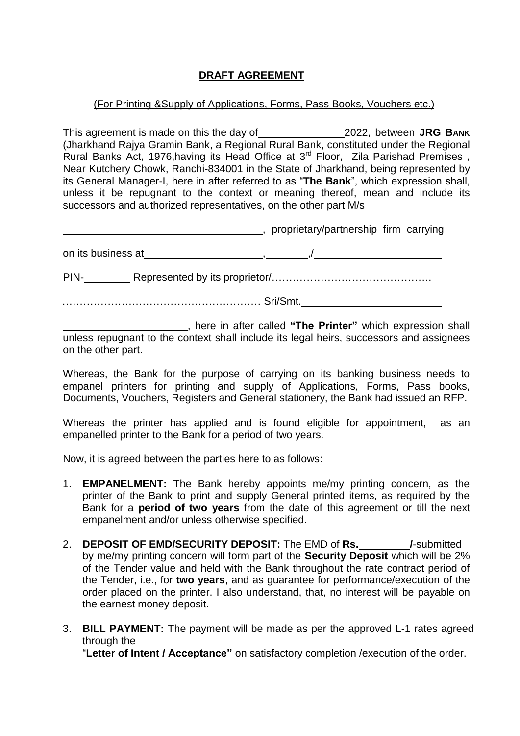## **DRAFT AGREEMENT**

(For Printing &Supply of Applications, Forms, Pass Books, Vouchers etc.)

This agreement is made on this the day of ______________2022, between **JRG BANK** (Jharkhand Rajya Gramin Bank, a Regional Rural Bank, constituted under the Regional Rural Banks Act, 1976,having its Head Office at 3rd Floor, Zila Parishad Premises , Near Kutchery Chowk, Ranchi-834001 in the State of Jharkhand, being represented by its General Manager-I, here in after referred to as "**The Bank**", which expression shall, unless it be repugnant to the context or meaning thereof, mean and include its successors and authorized representatives, on the other part M/s__________________________

__________________________________, proprietary/partnership firm carrying

on its business at____________________,_______,/______________________

PIN-________ Represented by its proprietor/……………………………………….

………………………………………………… Sri/Smt.________________________

_____________________, here in after called **"The Printer"** which expression shall unless repugnant to the context shall include its legal heirs, successors and assignees on the other part.

Whereas, the Bank for the purpose of carrying on its banking business needs to empanel printers for printing and supply of Applications, Forms, Pass books, Documents, Vouchers, Registers and General stationery, the Bank had issued an RFP.

Whereas the printer has applied and is found eligible for appointment, as an empanelled printer to the Bank for a period of two years.

Now, it is agreed between the parties here to as follows:

1. **EMPANELMENT:** The Bank hereby appoints me/my printing concern, as the printer of the Bank to print and supply General printed items, as required by the Bank for a **period of two years** from the date of this agreement or till the next empanelment and/or unless otherwise specified.

2. **DEPOSIT OF EMD/SECURITY DEPOSIT:** The EMD of **Rs.________/**-submitted by me/my printing concern will form part of the **Security Deposit** which will be 2% of the Tender value and held with the Bank throughout the rate contract period of the Tender, i.e., for **two years**, and as guarantee for performance/execution of the order placed on the printer. I also understand, that, no interest will be payable on the earnest money deposit.

3. **BILL PAYMENT:** The payment will be made as per the approved L-1 rates agreed through the "**Letter of Intent / Acceptance"** on satisfactory completion /execution of the order.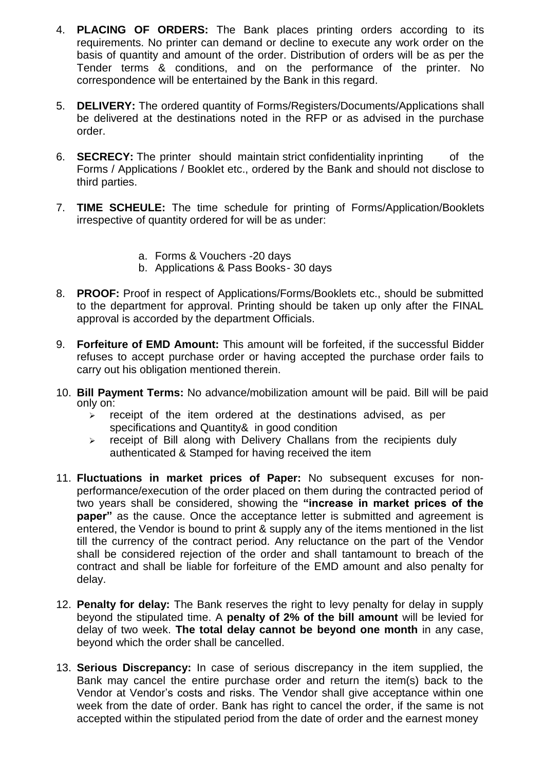4. **PLACING OF ORDERS:** The Bank places printing orders according to its requirements. No printer can demand or decline to execute any work order on the basis of quantity and amount of the order. Distribution of orders will be as per the Tender terms & conditions, and on the performance of the printer. No correspondence will be entertained by the Bank in this regard.

5. **DELIVERY:** The ordered quantity of Forms/Registers/Documents/Applications shall be delivered at the destinations noted in the RFP or as advised in the purchase order.

6. **SECRECY:** The printer should maintain strict confidentiality inprinting of the Forms / Applications / Booklet etc., ordered by the Bank and should not disclose to third parties.

7. **TIME SCHEULE:** The time schedule for printing of Forms/Application/Booklets irrespective of quantity ordered for will be as under:

   a. Forms & Vouchers -20 days
   b. Applications & Pass Books- 30 days

8. **PROOF:** Proof in respect of Applications/Forms/Booklets etc., should be submitted to the department for approval. Printing should be taken up only after the FINAL approval is accorded by the department Officials.

9. **Forfeiture of EMD Amount:** This amount will be forfeited, if the successful Bidder refuses to accept purchase order or having accepted the purchase order fails to carry out his obligation mentioned therein.

10. **Bill Payment Terms:** No advance/mobilization amount will be paid. Bill will be paid only on:
    - receipt of the item ordered at the destinations advised, as per specifications and Quantity& in good condition
    - receipt of Bill along with Delivery Challans from the recipients duly authenticated & Stamped for having received the item

11. **Fluctuations in market prices of Paper:** No subsequent excuses for non-performance/execution of the order placed on them during the contracted period of two years shall be considered, showing the **"increase in market prices of the paper"** as the cause. Once the acceptance letter is submitted and agreement is entered, the Vendor is bound to print & supply any of the items mentioned in the list till the currency of the contract period. Any reluctance on the part of the Vendor shall be considered rejection of the order and shall tantamount to breach of the contract and shall be liable for forfeiture of the EMD amount and also penalty for delay.

12. **Penalty for delay:** The Bank reserves the right to levy penalty for delay in supply beyond the stipulated time. A **penalty of 2% of the bill amount** will be levied for delay of two week. **The total delay cannot be beyond one month** in any case, beyond which the order shall be cancelled.

13. **Serious Discrepancy:** In case of serious discrepancy in the item supplied, the Bank may cancel the entire purchase order and return the item(s) back to the Vendor at Vendor's costs and risks. The Vendor shall give acceptance within one week from the date of order. Bank has right to cancel the order, if the same is not accepted within the stipulated period from the date of order and the earnest money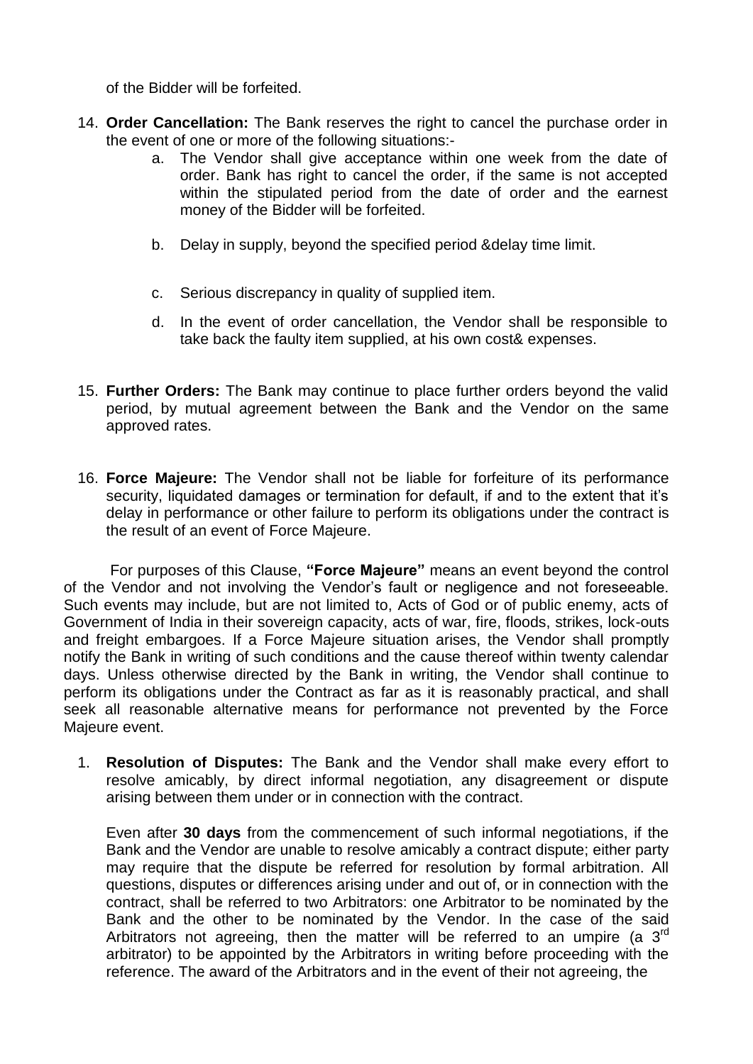of the Bidder will be forfeited.

14. **Order Cancellation:** The Bank reserves the right to cancel the purchase order in the event of one or more of the following situations:-
    a. The Vendor shall give acceptance within one week from the date of order. Bank has right to cancel the order, if the same is not accepted within the stipulated period from the date of order and the earnest money of the Bidder will be forfeited.

    b. Delay in supply, beyond the specified period &delay time limit.

    c. Serious discrepancy in quality of supplied item.

    d. In the event of order cancellation, the Vendor shall be responsible to take back the faulty item supplied, at his own cost& expenses.

15. **Further Orders:** The Bank may continue to place further orders beyond the valid period, by mutual agreement between the Bank and the Vendor on the same approved rates.

16. **Force Majeure:** The Vendor shall not be liable for forfeiture of its performance security, liquidated damages or termination for default, if and to the extent that it's delay in performance or other failure to perform its obligations under the contract is the result of an event of Force Majeure.

For purposes of this Clause, **"Force Majeure"** means an event beyond the control of the Vendor and not involving the Vendor's fault or negligence and not foreseeable. Such events may include, but are not limited to, Acts of God or of public enemy, acts of Government of India in their sovereign capacity, acts of war, fire, floods, strikes, lock-outs and freight embargoes. If a Force Majeure situation arises, the Vendor shall promptly notify the Bank in writing of such conditions and the cause thereof within twenty calendar days. Unless otherwise directed by the Bank in writing, the Vendor shall continue to perform its obligations under the Contract as far as it is reasonably practical, and shall seek all reasonable alternative means for performance not prevented by the Force Majeure event.

1. **Resolution of Disputes:** The Bank and the Vendor shall make every effort to resolve amicably, by direct informal negotiation, any disagreement or dispute arising between them under or in connection with the contract.

   Even after **30 days** from the commencement of such informal negotiations, if the Bank and the Vendor are unable to resolve amicably a contract dispute; either party may require that the dispute be referred for resolution by formal arbitration. All questions, disputes or differences arising under and out of, or in connection with the contract, shall be referred to two Arbitrators: one Arbitrator to be nominated by the Bank and the other to be nominated by the Vendor. In the case of the said Arbitrators not agreeing, then the matter will be referred to an umpire (a 3rd arbitrator) to be appointed by the Arbitrators in writing before proceeding with the reference. The award of the Arbitrators and in the event of their not agreeing, the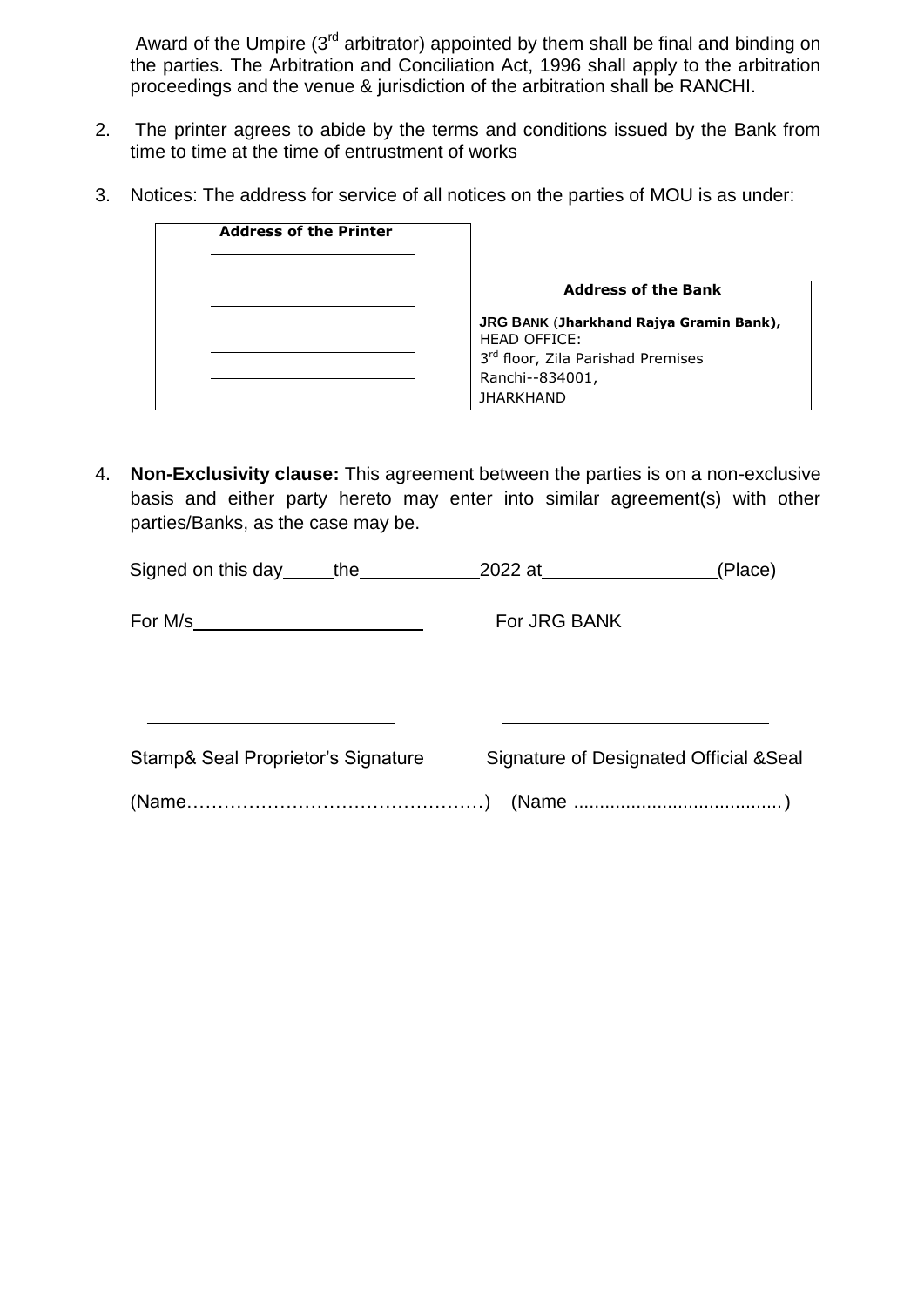Award of the Umpire (3rd arbitrator) appointed by them shall be final and binding on the parties. The Arbitration and Conciliation Act, 1996 shall apply to the arbitration proceedings and the venue & jurisdiction of the arbitration shall be RANCHI.

2. The printer agrees to abide by the terms and conditions issued by the Bank from time to time at the time of entrustment of works

3. Notices: The address for service of all notices on the parties of MOU is as under:

| **Address of the Printer** | **Address of the Bank** |
|---|---|
| ______________________<br>______________________<br>______________________<br>______________________<br>______________________<br>______________________ | **JRG BANK** (**Jharkhand Rajya Gramin Bank),**<br>HEAD OFFICE:<br>3rd floor, Zila Parishad Premises<br>Ranchi--834001,<br>JHARKHAND |

4. **Non-Exclusivity clause:** This agreement between the parties is on a non-exclusive basis and either party hereto may enter into similar agreement(s) with other parties/Banks, as the case may be.

Signed on this day_____the____________2022 at_________________(Place)

For M/s______________________ For JRG BANK

______________________ ______________________

Stamp& Seal Proprietor's Signature Signature of Designated Official &Seal

(Name…………………………………………) (Name ........................................)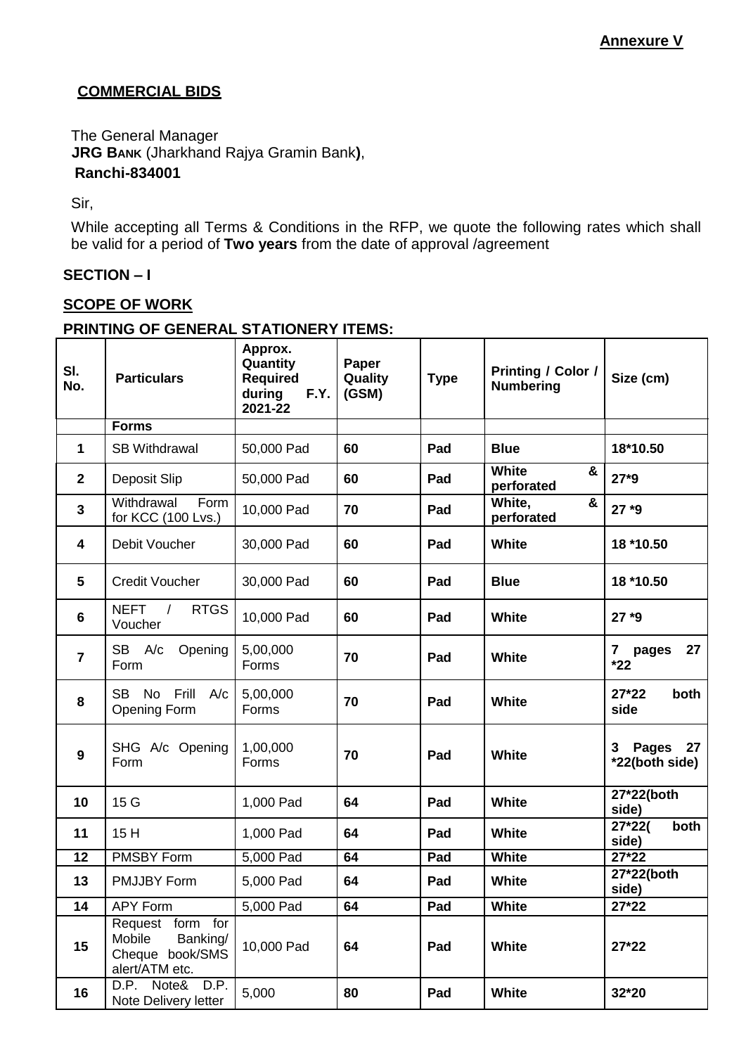**Annexure V**

**COMMERCIAL BIDS**

The General Manager
**JRG BANK** (Jharkhand Rajya Gramin Bank**)**,
**Ranchi-834001**

Sir,

While accepting all Terms & Conditions in the RFP, we quote the following rates which shall be valid for a period of **Two years** from the date of approval /agreement

## SECTION – I

**SCOPE OF WORK**

**PRINTING OF GENERAL STATIONERY ITEMS:**

| Sl. No. | Particulars | Approx. Quantity Required during F.Y. 2021-22 | Paper Quality (GSM) | Type | Printing / Color / Numbering | Size (cm) |
|---|---|---|---|---|---|---|
| | **Forms** | | | | | |
| **1** | SB Withdrawal | 50,000 Pad | **60** | **Pad** | **Blue** | **18*10.50** |
| **2** | Deposit Slip | 50,000 Pad | **60** | **Pad** | **White & perforated** | **27*9** |
| **3** | Withdrawal Form for KCC (100 Lvs.) | 10,000 Pad | **70** | **Pad** | **White, & perforated** | **27 *9** |
| **4** | Debit Voucher | 30,000 Pad | **60** | **Pad** | **White** | **18 *10.50** |
| **5** | Credit Voucher | 30,000 Pad | **60** | **Pad** | **Blue** | **18 *10.50** |
| **6** | NEFT / RTGS Voucher | 10,000 Pad | **60** | **Pad** | **White** | **27 *9** |
| **7** | SB A/c Opening Form | 5,00,000 Forms | **70** | **Pad** | **White** | **7 pages 27 *22** |
| **8** | SB No Frill A/c Opening Form | 5,00,000 Forms | **70** | **Pad** | **White** | **27*22 both side** |
| **9** | SHG A/c Opening Form | 1,00,000 Forms | **70** | **Pad** | **White** | **3 Pages 27 *22(both side)** |
| **10** | 15 G | 1,000 Pad | **64** | **Pad** | **White** | **27*22(both side)** |
| **11** | 15 H | 1,000 Pad | **64** | **Pad** | **White** | **27*22( both side)** |
| **12** | PMSBY Form | 5,000 Pad | **64** | **Pad** | **White** | **27*22** |
| **13** | PMJJBY Form | 5,000 Pad | **64** | **Pad** | **White** | **27*22(both side)** |
| **14** | APY Form | 5,000 Pad | **64** | **Pad** | **White** | **27*22** |
| **15** | Request form for Mobile Banking/ Cheque book/SMS alert/ATM etc. | 10,000 Pad | **64** | **Pad** | **White** | **27*22** |
| **16** | D.P. Note& D.P. Note Delivery letter | 5,000 | **80** | **Pad** | **White** | **32*20** |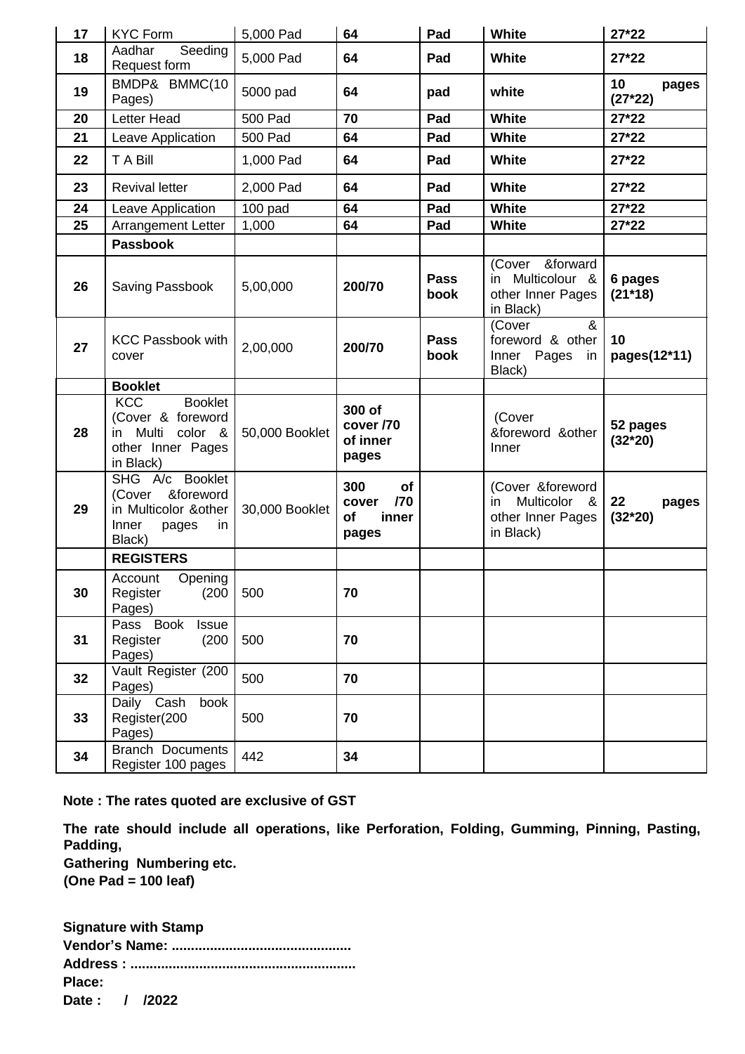| | | | | | | |
|---|---|---|---|---|---|---|
| **17** | KYC Form | 5,000 Pad | **64** | **Pad** | **White** | **27*22** |
| **18** | Aadhar Seeding Request form | 5,000 Pad | **64** | **Pad** | **White** | **27*22** |
| **19** | BMDP& BMMC(10 Pages) | 5000 pad | **64** | **pad** | **white** | **10 pages (27*22)** |
| **20** | Letter Head | 500 Pad | **70** | **Pad** | **White** | **27*22** |
| **21** | Leave Application | 500 Pad | **64** | **Pad** | **White** | **27*22** |
| **22** | T A Bill | 1,000 Pad | **64** | **Pad** | **White** | **27*22** |
| **23** | Revival letter | 2,000 Pad | **64** | **Pad** | **White** | **27*22** |
| **24** | Leave Application | 100 pad | **64** | **Pad** | **White** | **27*22** |
| **25** | Arrangement Letter | 1,000 | **64** | **Pad** | **White** | **27*22** |
| | **Passbook** | | | | | |
| **26** | Saving Passbook | 5,00,000 | **200/70** | **Pass book** | (Cover &forward in Multicolour & other Inner Pages in Black) | **6 pages (21*18)** |
| **27** | KCC Passbook with cover | 2,00,000 | **200/70** | **Pass book** | (Cover & foreword & other Inner Pages in Black) | **10 pages(12*11)** |
| | **Booklet** | | | | | |
| **28** | KCC Booklet (Cover & foreword in Multi color & other Inner Pages in Black) | 50,000 Booklet | **300 of cover /70 of inner pages** | | (Cover &foreword &other Inner | **52 pages (32*20)** |
| **29** | SHG A/c Booklet (Cover &foreword in Multicolor &other Inner pages in Black) | 30,000 Booklet | **300 of cover /70 of inner pages** | | (Cover &foreword in Multicolor & other Inner Pages in Black) | **22 pages (32*20)** |
| | **REGISTERS** | | | | | |
| **30** | Account Opening Register (200 Pages) | 500 | **70** | | | |
| **31** | Pass Book Issue Register (200 Pages) | 500 | **70** | | | |
| **32** | Vault Register (200 Pages) | 500 | **70** | | | |
| **33** | Daily Cash book Register(200 Pages) | 500 | **70** | | | |
| **34** | Branch Documents Register 100 pages | 442 | **34** | | | |

**Note : The rates quoted are exclusive of GST**

**The rate should include all operations, like Perforation, Folding, Gumming, Pinning, Pasting, Padding,**
**Gathering Numbering etc.**
**(One Pad = 100 leaf)**

**Signature with Stamp**
**Vendor's Name: ..............................................**
**Address : ..........................................................**
**Place:**
**Date : / /2022**